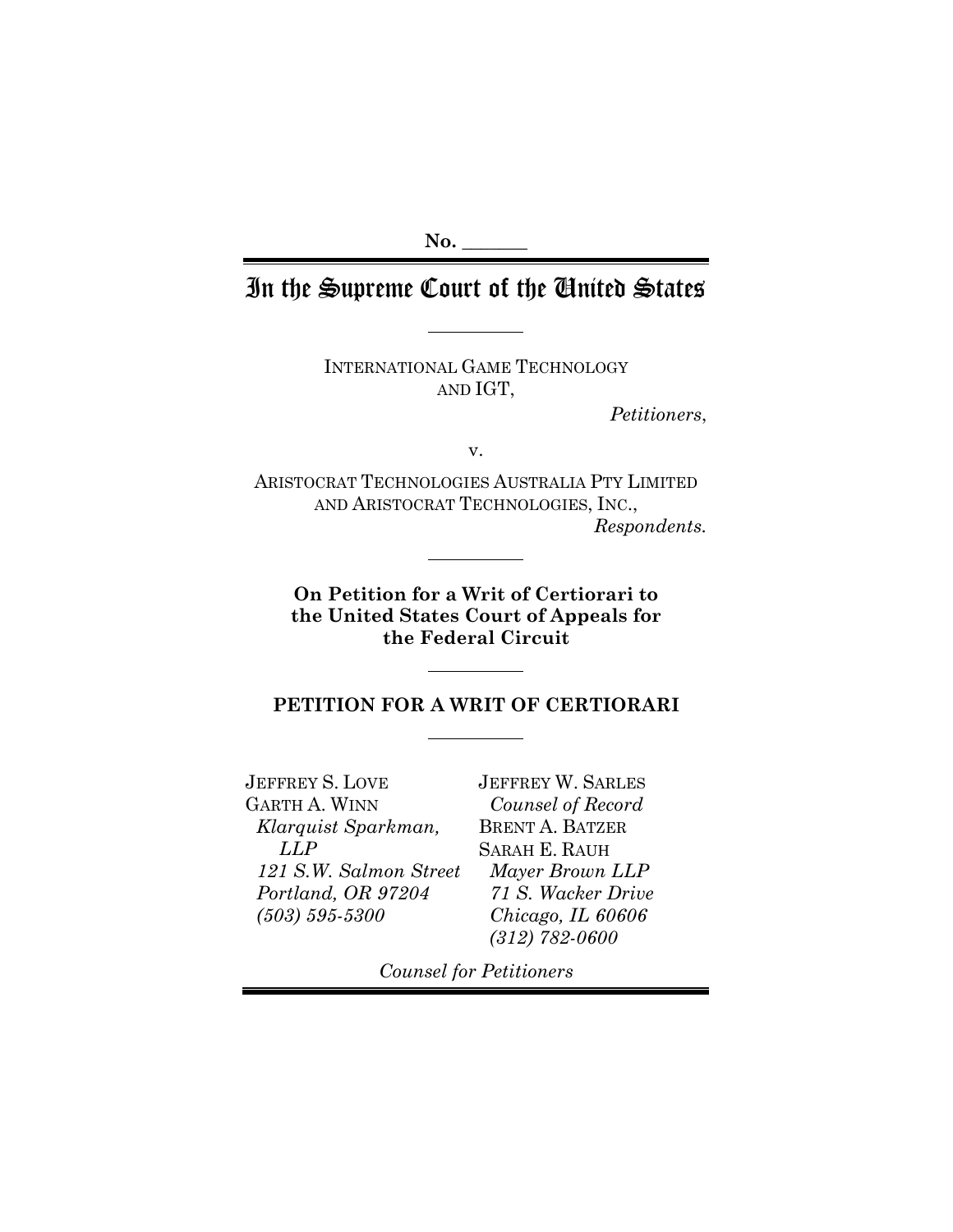No. \_\_\_\_\_\_\_

# In the Supreme Court of the United States

INTERNATIONAL GAME TECHNOLOGY AND IGT,

*Petitioners*,

v.

ARISTOCRAT TECHNOLOGIES AUSTRALIA PTY LIMITED AND ARISTOCRAT TECHNOLOGIES, INC.,

*Respondents.*

**On Petition for a Writ of Certiorari to the United States Court of Appeals for the Federal Circuit**

## PETITION FOR A WRIT OF CERTIORARI

JEFFREY S. LOVE
GARTH A. WINN
*Klarquist Sparkman, LLP*
*121 S.W. Salmon Street*
*Portland, OR 97204*
*(503) 595-5300*

JEFFREY W. SARLES
*Counsel of Record*
BRENT A. BATZER
SARAH E. RAUH
*Mayer Brown LLP*
*71 S. Wacker Drive*
*Chicago, IL 60606*
*(312) 782-0600*

*Counsel for Petitioners*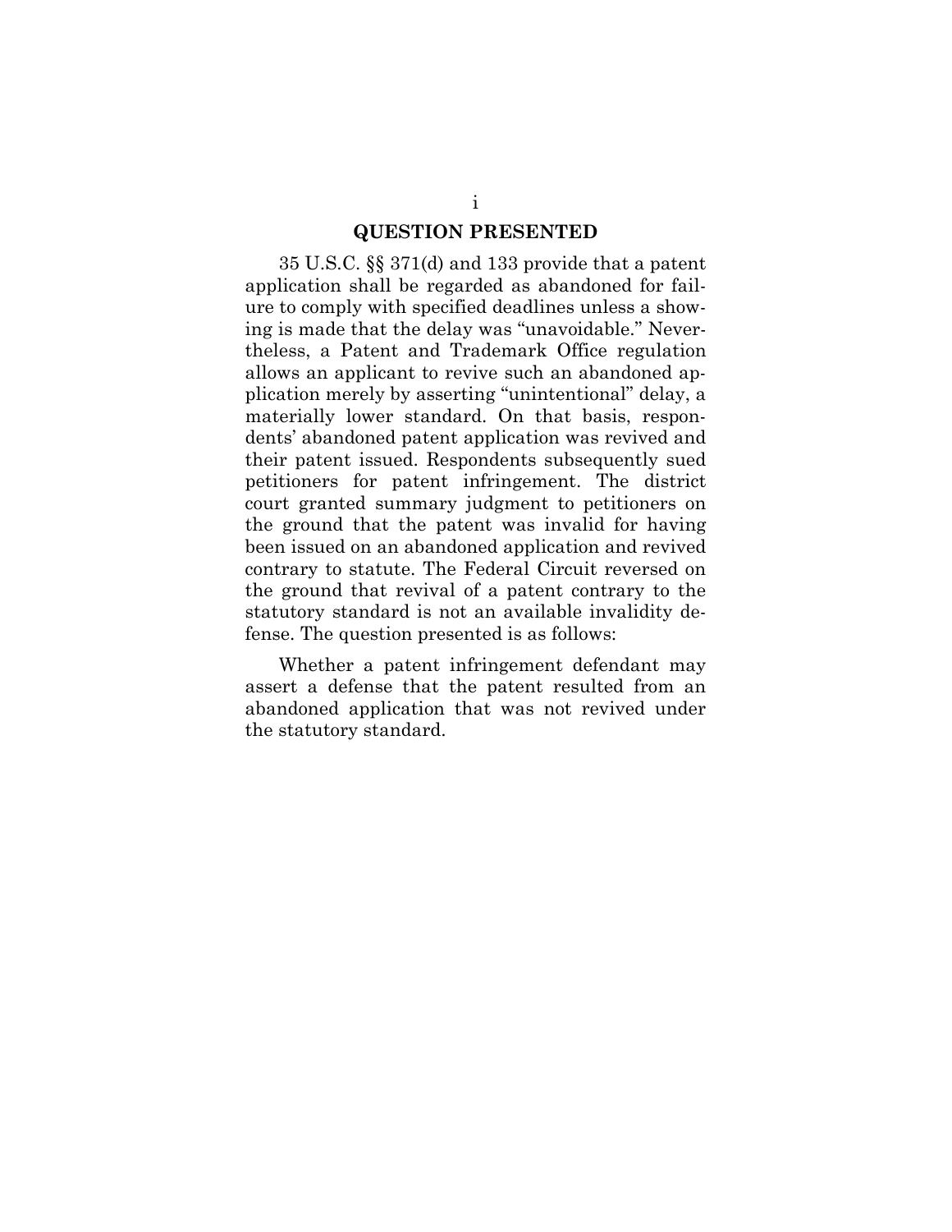## QUESTION PRESENTED

35 U.S.C. §§ 371(d) and 133 provide that a patent application shall be regarded as abandoned for failure to comply with specified deadlines unless a showing is made that the delay was "unavoidable." Nevertheless, a Patent and Trademark Office regulation allows an applicant to revive such an abandoned application merely by asserting "unintentional" delay, a materially lower standard. On that basis, respondents' abandoned patent application was revived and their patent issued. Respondents subsequently sued petitioners for patent infringement. The district court granted summary judgment to petitioners on the ground that the patent was invalid for having been issued on an abandoned application and revived contrary to statute. The Federal Circuit reversed on the ground that revival of a patent contrary to the statutory standard is not an available invalidity defense. The question presented is as follows:

Whether a patent infringement defendant may assert a defense that the patent resulted from an abandoned application that was not revived under the statutory standard.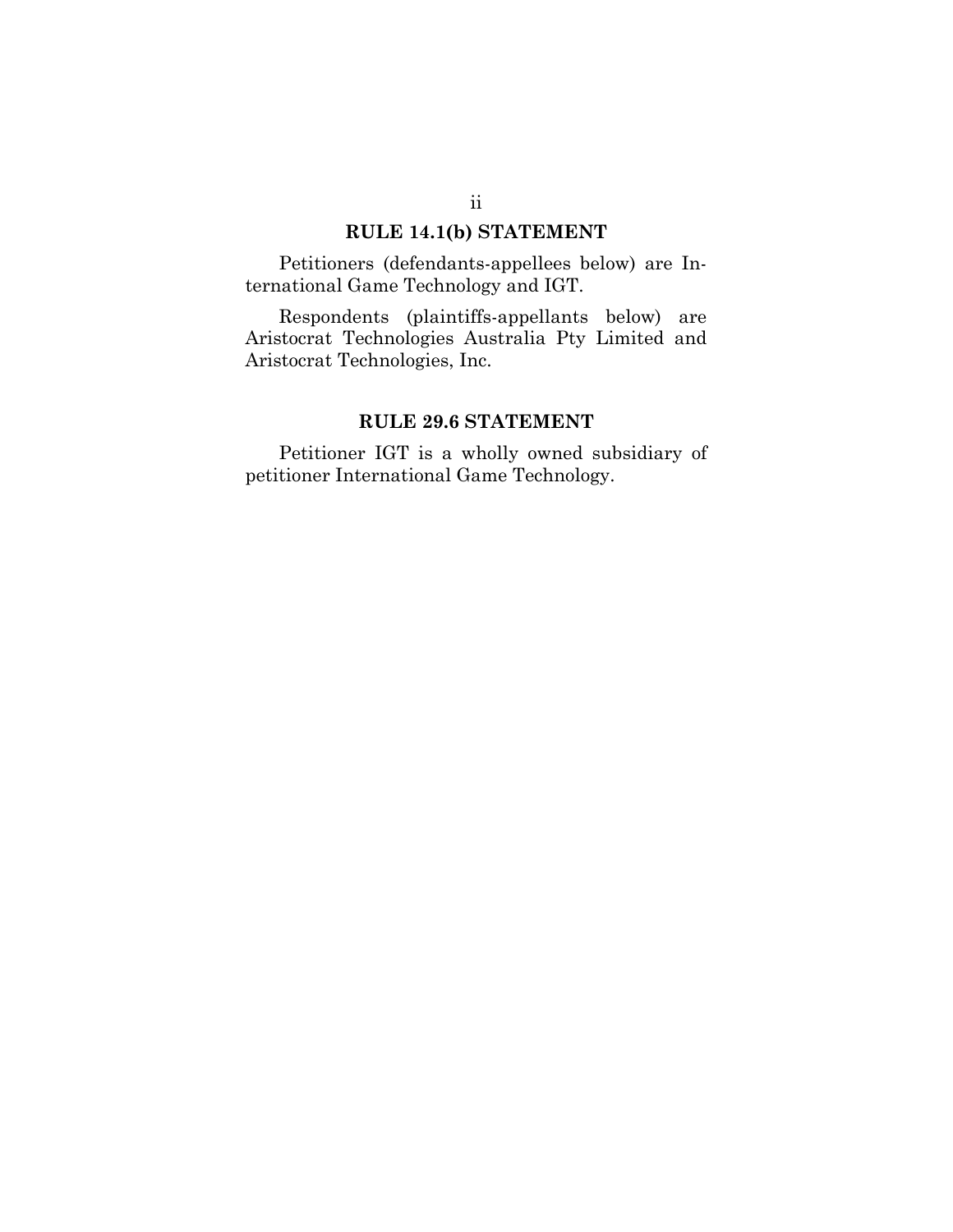## RULE 14.1(b) STATEMENT

Petitioners (defendants-appellees below) are International Game Technology and IGT.

Respondents (plaintiffs-appellants below) are Aristocrat Technologies Australia Pty Limited and Aristocrat Technologies, Inc.

## RULE 29.6 STATEMENT

Petitioner IGT is a wholly owned subsidiary of petitioner International Game Technology.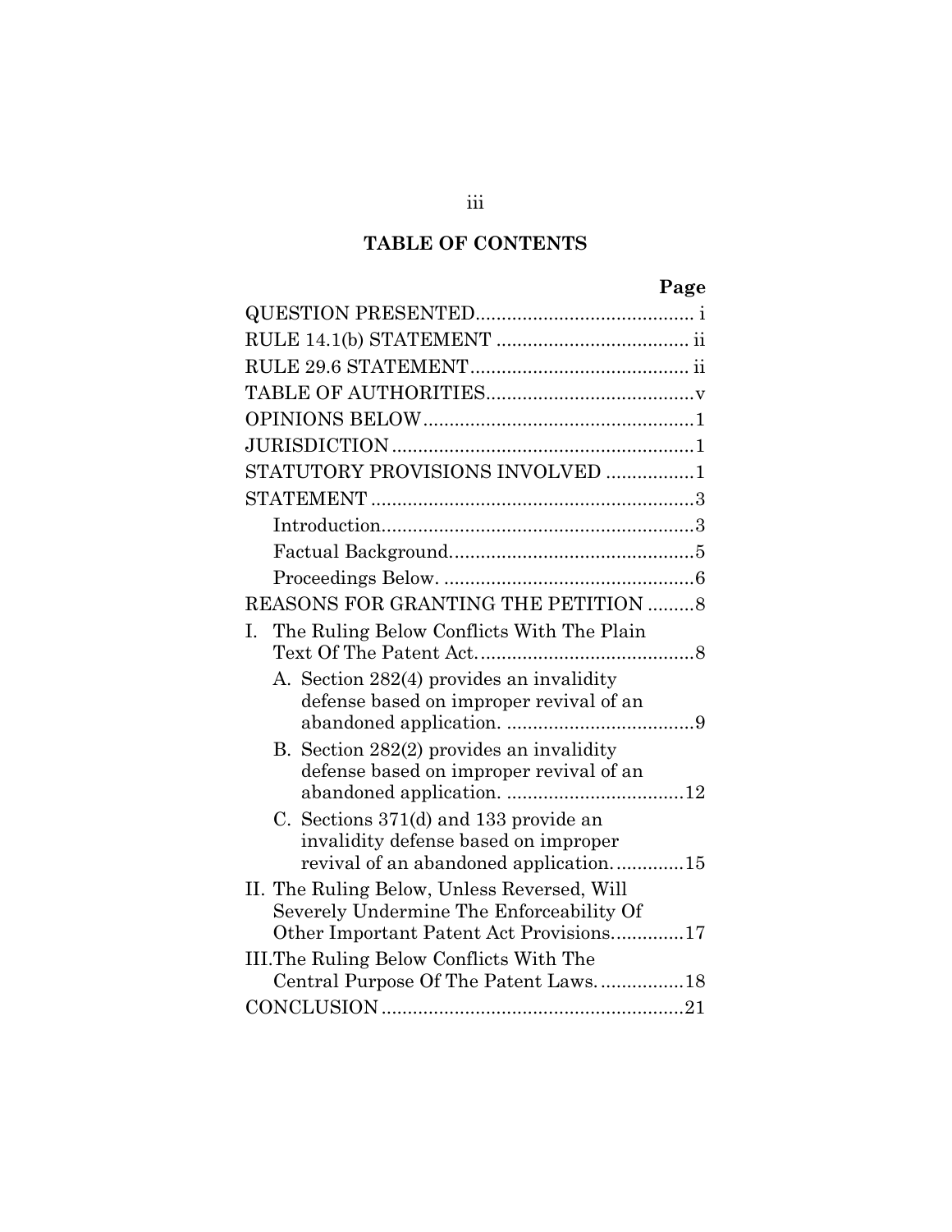## TABLE OF CONTENTS

| | Page |
|---|---|
| QUESTION PRESENTED | i |
| RULE 14.1(b) STATEMENT | ii |
| RULE 29.6 STATEMENT | ii |
| TABLE OF AUTHORITIES | v |
| OPINIONS BELOW | 1 |
| JURISDICTION | 1 |
| STATUTORY PROVISIONS INVOLVED | 1 |
| STATEMENT | 3 |
| Introduction | 3 |
| Factual Background. | 5 |
| Proceedings Below. | 6 |
| REASONS FOR GRANTING THE PETITION | 8 |
| I. The Ruling Below Conflicts With The Plain Text Of The Patent Act. | 8 |
| A. Section 282(4) provides an invalidity defense based on improper revival of an abandoned application. | 9 |
| B. Section 282(2) provides an invalidity defense based on improper revival of an abandoned application. | 12 |
| C. Sections 371(d) and 133 provide an invalidity defense based on improper revival of an abandoned application. | 15 |
| II. The Ruling Below, Unless Reversed, Will Severely Undermine The Enforceability Of Other Important Patent Act Provisions. | 17 |
| III. The Ruling Below Conflicts With The Central Purpose Of The Patent Laws. | 18 |
| CONCLUSION | 21 |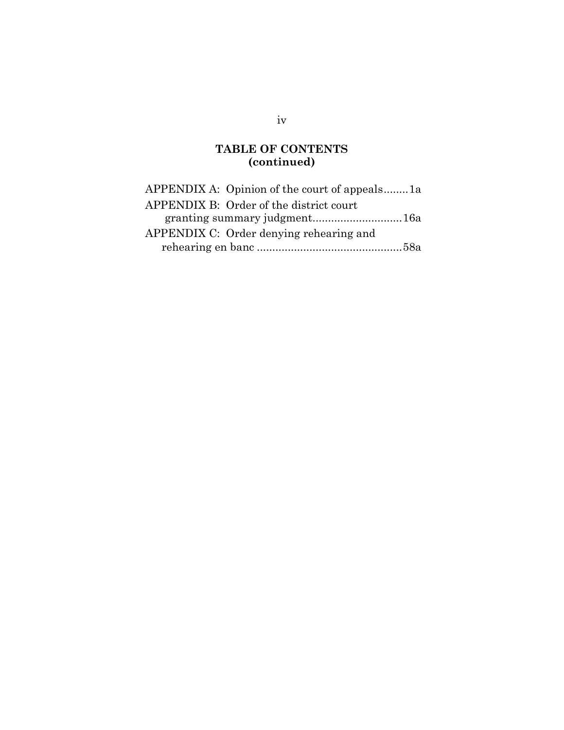## TABLE OF CONTENTS (continued)

APPENDIX A: Opinion of the court of appeals........1a

APPENDIX B: Order of the district court granting summary judgment.............................16a

APPENDIX C: Order denying rehearing and rehearing en banc ...............................................58a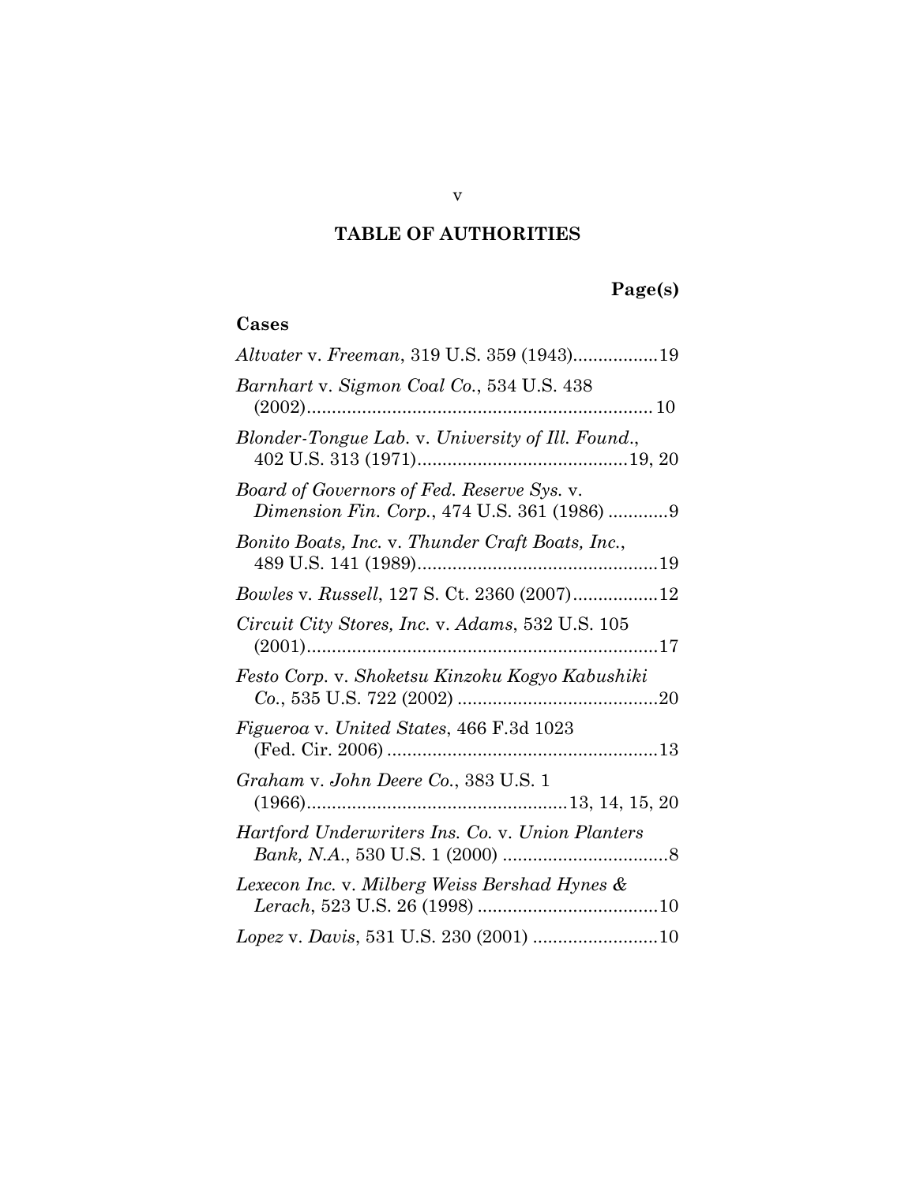# TABLE OF AUTHORITIES

**Page(s)**

### Cases

*Altvater* v. *Freeman*, 319 U.S. 359 (1943)................19

*Barnhart* v. *Sigmon Coal Co.*, 534 U.S. 438 (2002)....................................................................10

*Blonder-Tongue Lab.* v. *University of Ill. Found.*, 402 U.S. 313 (1971).........................................19, 20

*Board of Governors of Fed. Reserve Sys.* v. *Dimension Fin. Corp.*, 474 U.S. 361 (1986) ............9

*Bonito Boats, Inc.* v. *Thunder Craft Boats, Inc.*, 489 U.S. 141 (1989)...............................................19

*Bowles* v. *Russell*, 127 S. Ct. 2360 (2007).................12

*Circuit City Stores, Inc.* v. *Adams*, 532 U.S. 105 (2001).....................................................................17

*Festo Corp.* v. *Shoketsu Kinzoku Kogyo Kabushiki Co.*, 535 U.S. 722 (2002) .......................................20

*Figueroa* v. *United States*, 466 F.3d 1023 (Fed. Cir. 2006) .....................................................13

*Graham* v. *John Deere Co.*, 383 U.S. 1 (1966)...................................................13, 14, 15, 20

*Hartford Underwriters Ins. Co.* v. *Union Planters Bank, N.A.*, 530 U.S. 1 (2000) ................................8

*Lexecon Inc.* v. *Milberg Weiss Bershad Hynes & Lerach*, 523 U.S. 26 (1998) ...................................10

*Lopez* v. *Davis*, 531 U.S. 230 (2001) .........................10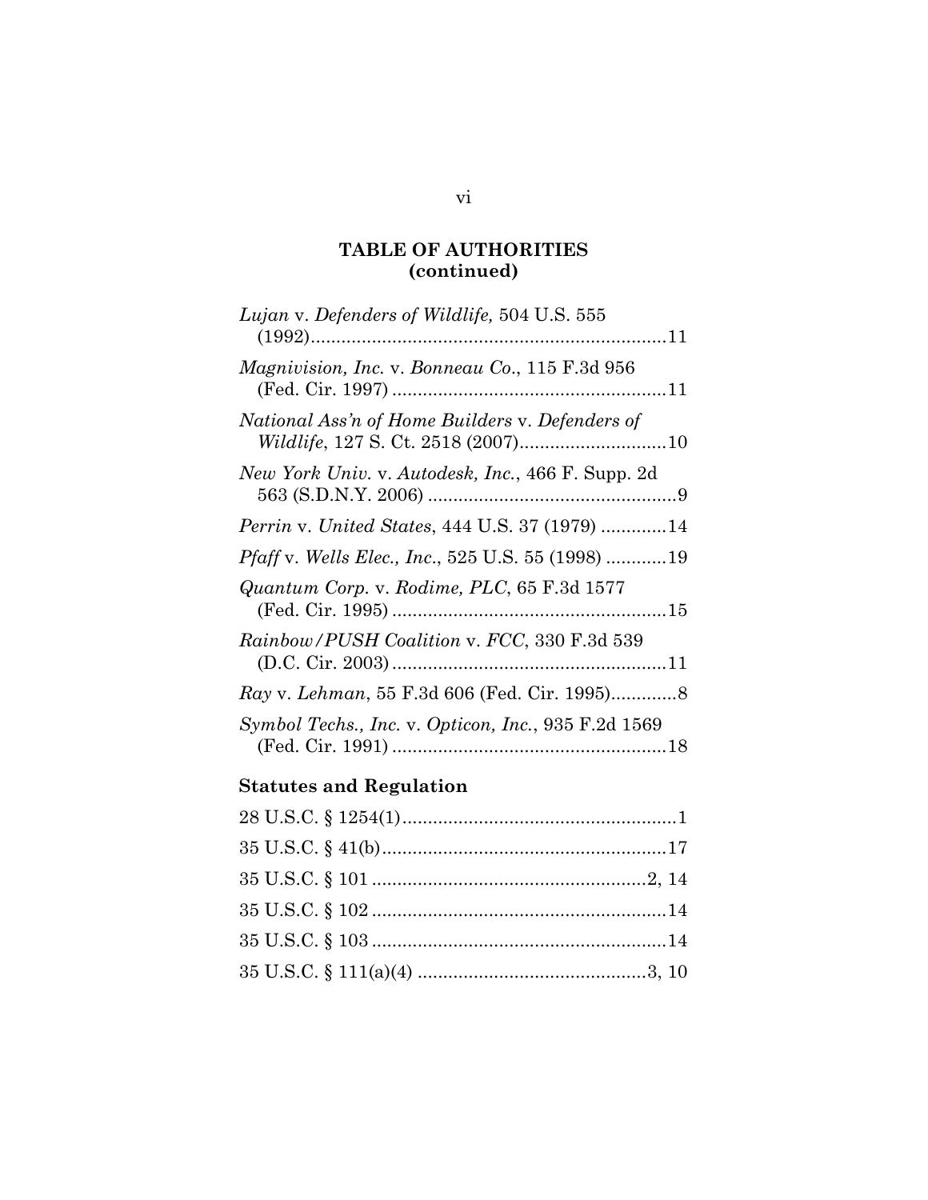**TABLE OF AUTHORITIES (continued)**

*Lujan* v. *Defenders of Wildlife,* 504 U.S. 555 (1992).....................................................................11

*Magnivision, Inc.* v. *Bonneau Co*., 115 F.3d 956 (Fed. Cir. 1997) ......................................................11

*National Ass'n of Home Builders* v. *Defenders of Wildlife*, 127 S. Ct. 2518 (2007)............................10

*New York Univ.* v. *Autodesk, Inc.*, 466 F. Supp. 2d 563 (S.D.N.Y. 2006) .................................................9

*Perrin* v. *United States*, 444 U.S. 37 (1979) .............14

*Pfaff* v. *Wells Elec., Inc*., 525 U.S. 55 (1998) ............19

*Quantum Corp.* v. *Rodime, PLC*, 65 F.3d 1577 (Fed. Cir. 1995) ......................................................15

*Rainbow/PUSH Coalition* v. *FCC*, 330 F.3d 539 (D.C. Cir. 2003) ......................................................11

*Ray* v. *Lehman*, 55 F.3d 606 (Fed. Cir. 1995).............8

*Symbol Techs., Inc.* v. *Opticon, Inc.*, 935 F.2d 1569 (Fed. Cir. 1991) ......................................................18

**Statutes and Regulation**

28 U.S.C. § 1254(1)......................................................1

35 U.S.C. § 41(b)........................................................17

35 U.S.C. § 101 ......................................................2, 14

35 U.S.C. § 102 ..........................................................14

35 U.S.C. § 103 ..........................................................14

35 U.S.C. § 111(a)(4) .............................................3, 10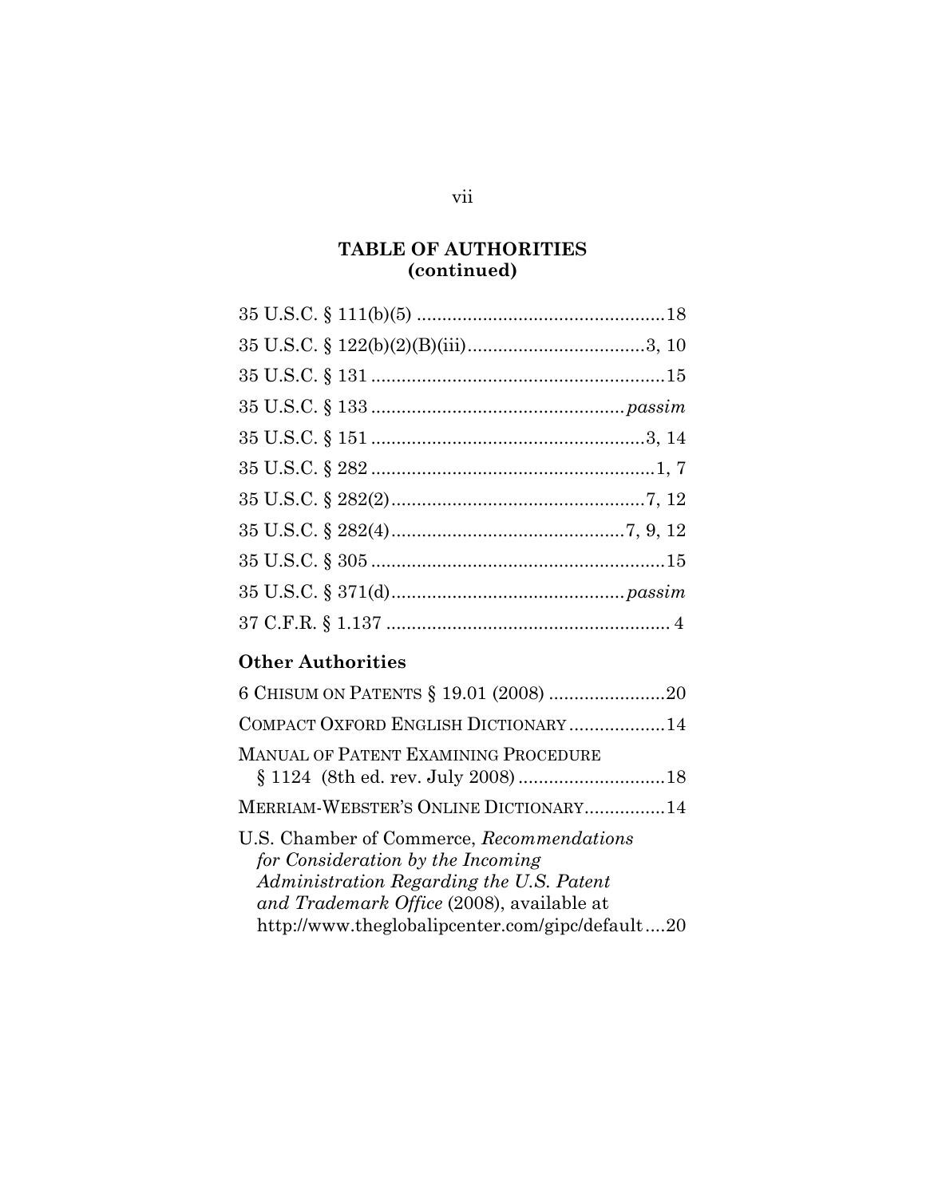**TABLE OF AUTHORITIES (continued)**

35 U.S.C. § 111(b)(5) ....................................................18

35 U.S.C. § 122(b)(2)(B)(iii)....................................3, 10

35 U.S.C. § 131 ............................................................15

35 U.S.C. § 133 ...................................................*passim*

35 U.S.C. § 151 .......................................................3, 14

35 U.S.C. § 282 .........................................................1, 7

35 U.S.C. § 282(2)...................................................7, 12

35 U.S.C. § 282(4).................................................7, 9, 12

35 U.S.C. § 305 ............................................................15

35 U.S.C. § 371(d)...............................................*passim*

37 C.F.R. § 1.137 .......................................................... 4

### Other Authorities

6 CHISUM ON PATENTS § 19.01 (2008) .......................20

COMPACT OXFORD ENGLISH DICTIONARY ..................14

MANUAL OF PATENT EXAMINING PROCEDURE § 1124 (8th ed. rev. July 2008) ............................18

MERRIAM-WEBSTER'S ONLINE DICTIONARY................14

U.S. Chamber of Commerce, *Recommendations for Consideration by the Incoming Administration Regarding the U.S. Patent and Trademark Office* (2008), available at http://www.theglobalipcenter.com/gipc/default....20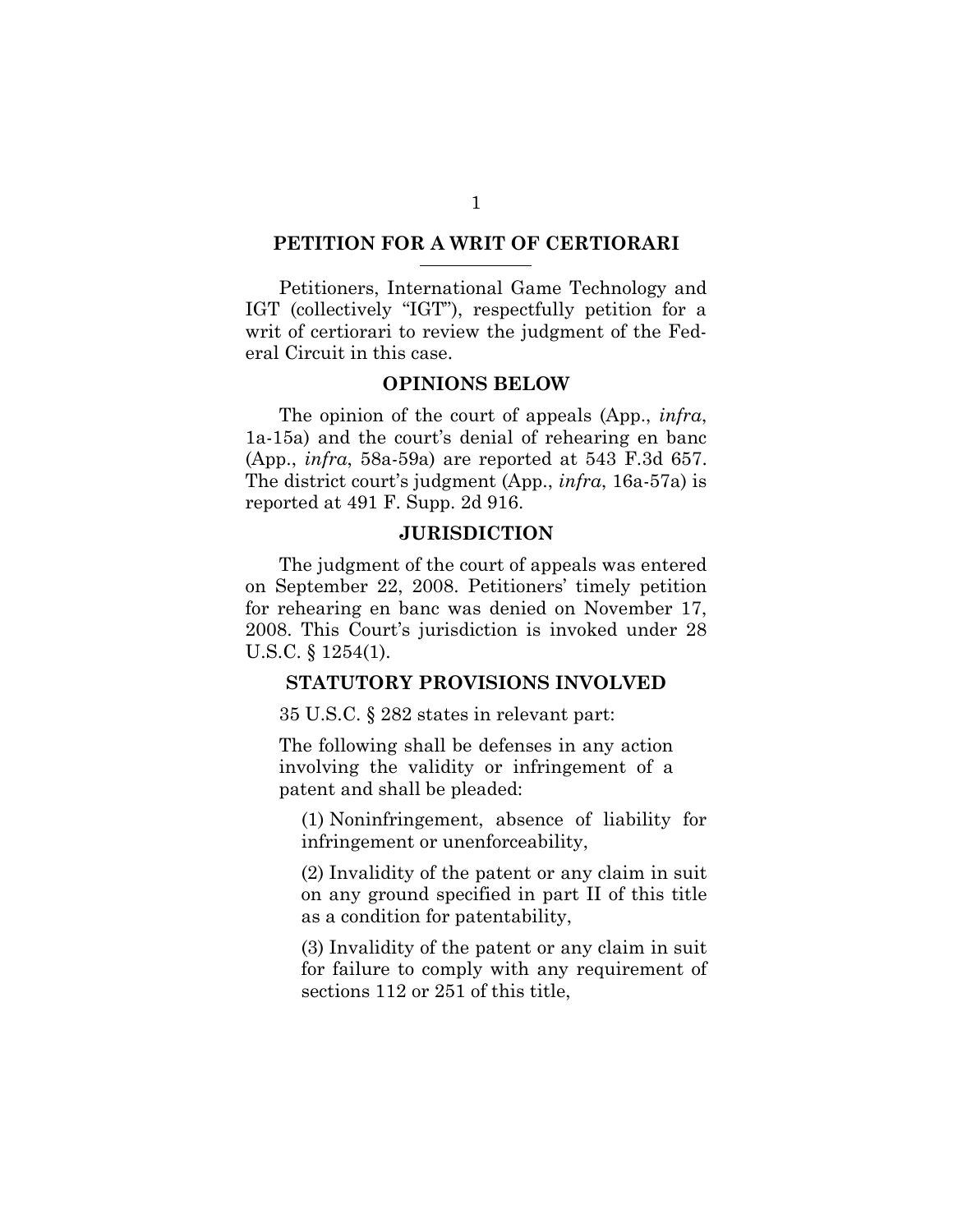## PETITION FOR A WRIT OF CERTIORARI

Petitioners, International Game Technology and IGT (collectively "IGT"), respectfully petition for a writ of certiorari to review the judgment of the Federal Circuit in this case.

## OPINIONS BELOW

The opinion of the court of appeals (App., *infra*, 1a-15a) and the court's denial of rehearing en banc (App., *infra*, 58a-59a) are reported at 543 F.3d 657. The district court's judgment (App., *infra*, 16a-57a) is reported at 491 F. Supp. 2d 916.

## JURISDICTION

The judgment of the court of appeals was entered on September 22, 2008. Petitioners' timely petition for rehearing en banc was denied on November 17, 2008. This Court's jurisdiction is invoked under 28 U.S.C. § 1254(1).

## STATUTORY PROVISIONS INVOLVED

35 U.S.C. § 282 states in relevant part:

> The following shall be defenses in any action involving the validity or infringement of a patent and shall be pleaded:
>
> (1) Noninfringement, absence of liability for infringement or unenforceability,
>
> (2) Invalidity of the patent or any claim in suit on any ground specified in part II of this title as a condition for patentability,
>
> (3) Invalidity of the patent or any claim in suit for failure to comply with any requirement of sections 112 or 251 of this title,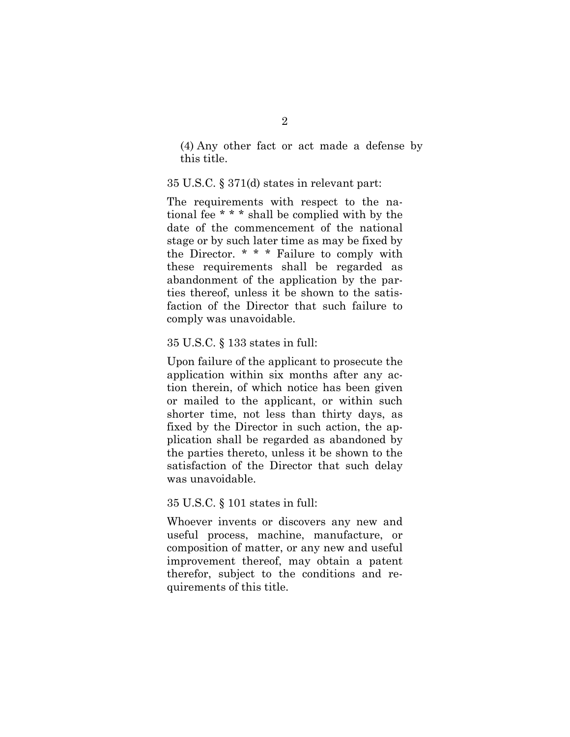(4) Any other fact or act made a defense by this title.

35 U.S.C. § 371(d) states in relevant part:

> The requirements with respect to the national fee * * * shall be complied with by the date of the commencement of the national stage or by such later time as may be fixed by the Director. * * * Failure to comply with these requirements shall be regarded as abandonment of the application by the parties thereof, unless it be shown to the satisfaction of the Director that such failure to comply was unavoidable.

35 U.S.C. § 133 states in full:

> Upon failure of the applicant to prosecute the application within six months after any action therein, of which notice has been given or mailed to the applicant, or within such shorter time, not less than thirty days, as fixed by the Director in such action, the application shall be regarded as abandoned by the parties thereto, unless it be shown to the satisfaction of the Director that such delay was unavoidable.

35 U.S.C. § 101 states in full:

> Whoever invents or discovers any new and useful process, machine, manufacture, or composition of matter, or any new and useful improvement thereof, may obtain a patent therefor, subject to the conditions and requirements of this title.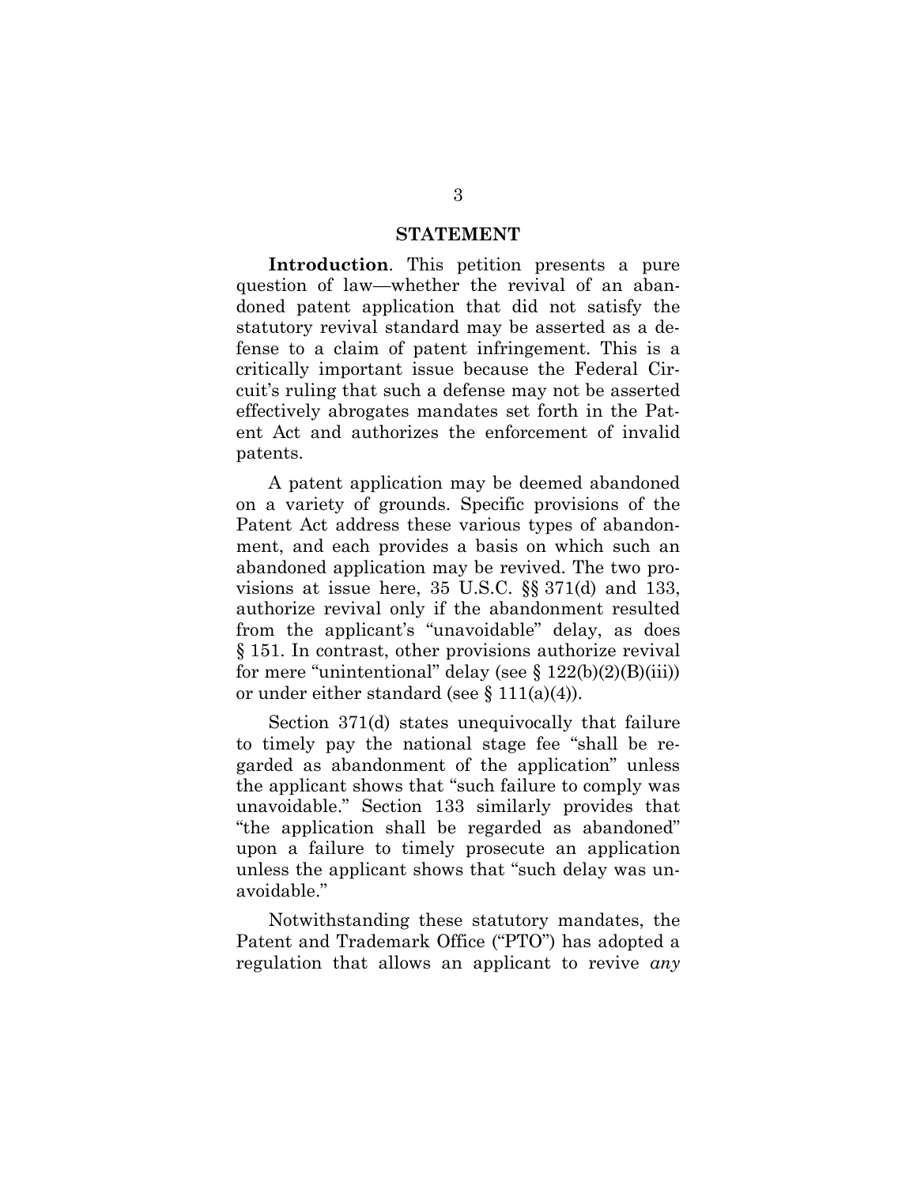## STATEMENT

**Introduction**. This petition presents a pure question of law—whether the revival of an abandoned patent application that did not satisfy the statutory revival standard may be asserted as a defense to a claim of patent infringement. This is a critically important issue because the Federal Circuit's ruling that such a defense may not be asserted effectively abrogates mandates set forth in the Patent Act and authorizes the enforcement of invalid patents.

A patent application may be deemed abandoned on a variety of grounds. Specific provisions of the Patent Act address these various types of abandonment, and each provides a basis on which such an abandoned application may be revived. The two provisions at issue here, 35 U.S.C. §§ 371(d) and 133, authorize revival only if the abandonment resulted from the applicant's "unavoidable" delay, as does § 151. In contrast, other provisions authorize revival for mere "unintentional" delay (see § 122(b)(2)(B)(iii)) or under either standard (see § 111(a)(4)).

Section 371(d) states unequivocally that failure to timely pay the national stage fee "shall be regarded as abandonment of the application" unless the applicant shows that "such failure to comply was unavoidable." Section 133 similarly provides that "the application shall be regarded as abandoned" upon a failure to timely prosecute an application unless the applicant shows that "such delay was unavoidable."

Notwithstanding these statutory mandates, the Patent and Trademark Office ("PTO") has adopted a regulation that allows an applicant to revive *any*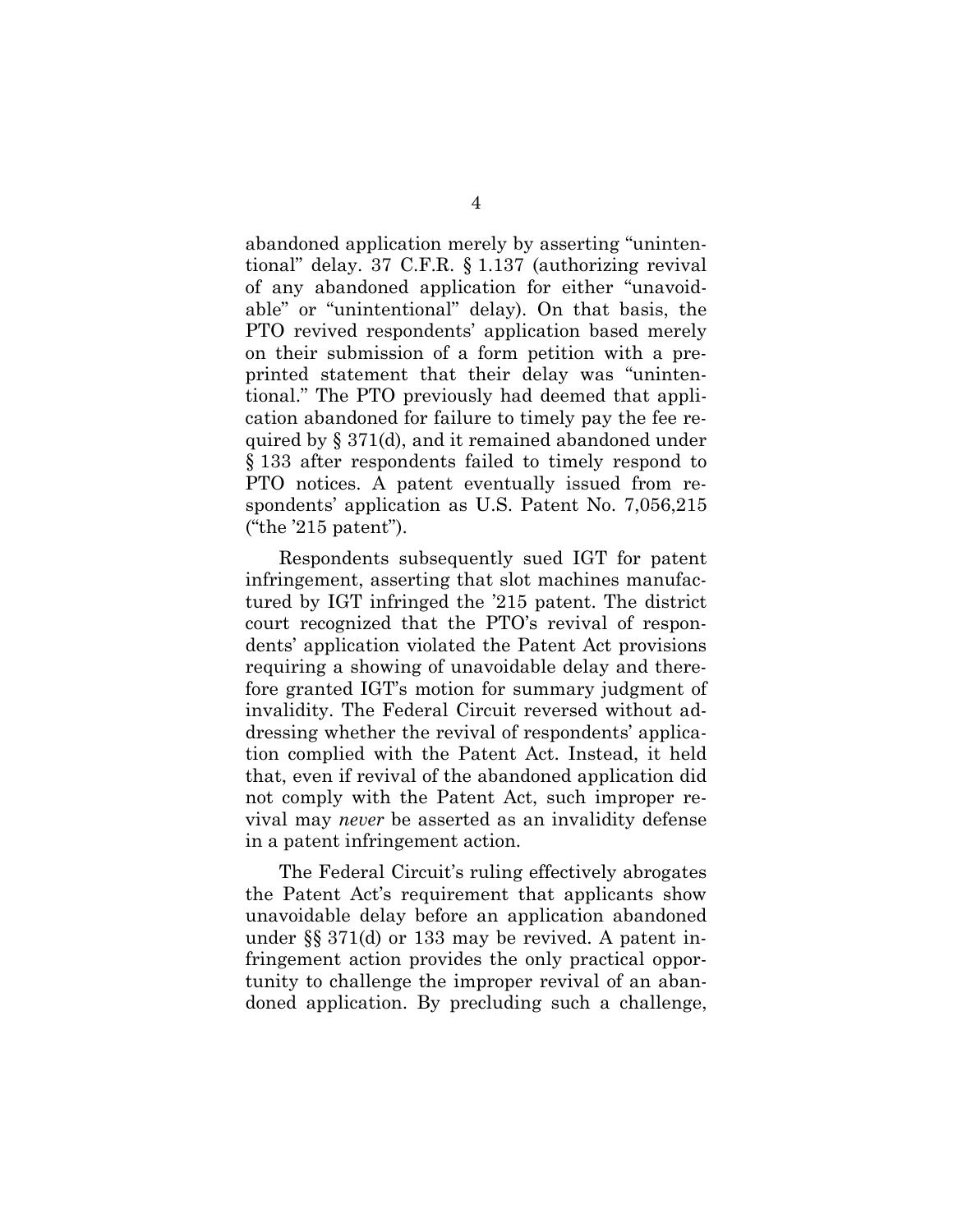abandoned application merely by asserting "unintentional" delay. 37 C.F.R. § 1.137 (authorizing revival of any abandoned application for either "unavoidable" or "unintentional" delay). On that basis, the PTO revived respondents' application based merely on their submission of a form petition with a preprinted statement that their delay was "unintentional." The PTO previously had deemed that application abandoned for failure to timely pay the fee required by § 371(d), and it remained abandoned under § 133 after respondents failed to timely respond to PTO notices. A patent eventually issued from respondents' application as U.S. Patent No. 7,056,215 ("the '215 patent").

Respondents subsequently sued IGT for patent infringement, asserting that slot machines manufactured by IGT infringed the '215 patent. The district court recognized that the PTO's revival of respondents' application violated the Patent Act provisions requiring a showing of unavoidable delay and therefore granted IGT's motion for summary judgment of invalidity. The Federal Circuit reversed without addressing whether the revival of respondents' application complied with the Patent Act. Instead, it held that, even if revival of the abandoned application did not comply with the Patent Act, such improper revival may *never* be asserted as an invalidity defense in a patent infringement action.

The Federal Circuit's ruling effectively abrogates the Patent Act's requirement that applicants show unavoidable delay before an application abandoned under §§ 371(d) or 133 may be revived. A patent infringement action provides the only practical opportunity to challenge the improper revival of an abandoned application. By precluding such a challenge,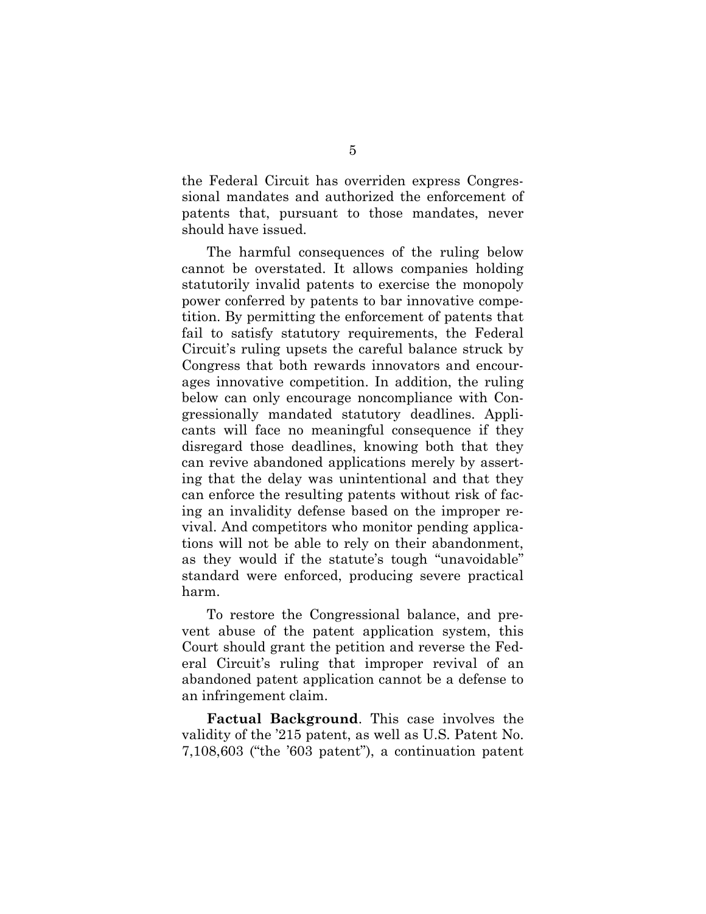the Federal Circuit has overriden express Congressional mandates and authorized the enforcement of patents that, pursuant to those mandates, never should have issued.

The harmful consequences of the ruling below cannot be overstated. It allows companies holding statutorily invalid patents to exercise the monopoly power conferred by patents to bar innovative competition. By permitting the enforcement of patents that fail to satisfy statutory requirements, the Federal Circuit's ruling upsets the careful balance struck by Congress that both rewards innovators and encourages innovative competition. In addition, the ruling below can only encourage noncompliance with Congressionally mandated statutory deadlines. Applicants will face no meaningful consequence if they disregard those deadlines, knowing both that they can revive abandoned applications merely by asserting that the delay was unintentional and that they can enforce the resulting patents without risk of facing an invalidity defense based on the improper revival. And competitors who monitor pending applications will not be able to rely on their abandonment, as they would if the statute's tough "unavoidable" standard were enforced, producing severe practical harm.

To restore the Congressional balance, and prevent abuse of the patent application system, this Court should grant the petition and reverse the Federal Circuit's ruling that improper revival of an abandoned patent application cannot be a defense to an infringement claim.

**Factual Background**. This case involves the validity of the '215 patent, as well as U.S. Patent No. 7,108,603 ("the '603 patent"), a continuation patent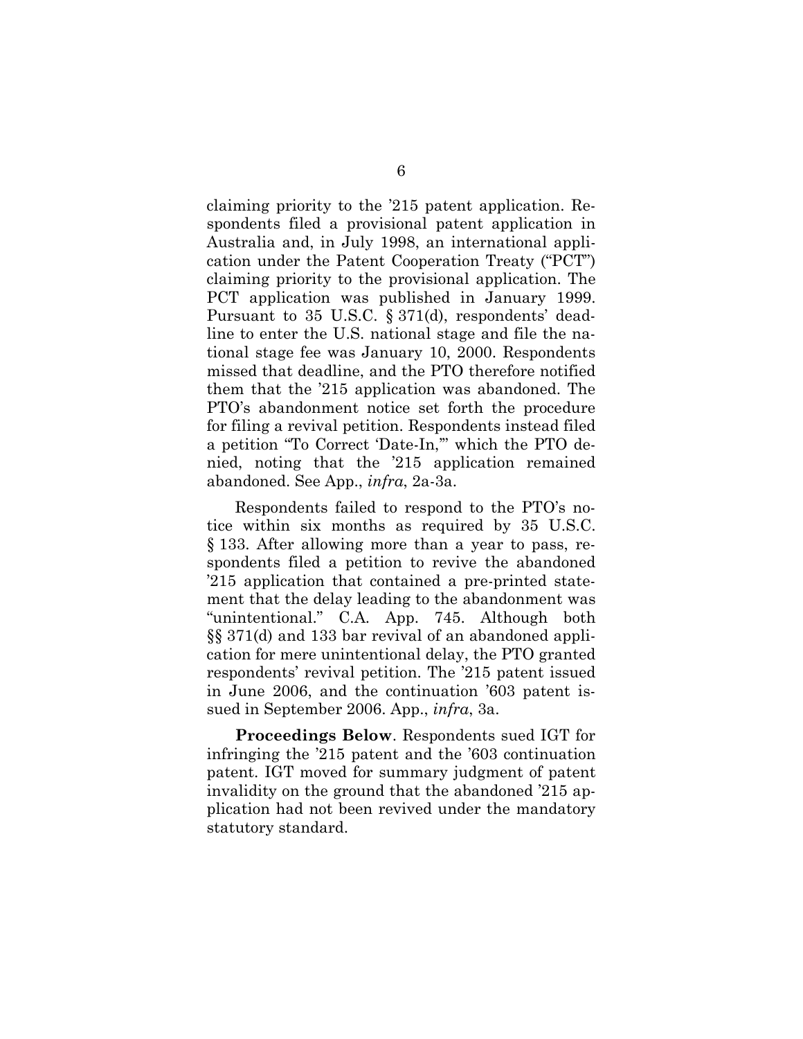claiming priority to the ’215 patent application. Respondents filed a provisional patent application in Australia and, in July 1998, an international application under the Patent Cooperation Treaty (“PCT”) claiming priority to the provisional application. The PCT application was published in January 1999. Pursuant to 35 U.S.C. § 371(d), respondents’ deadline to enter the U.S. national stage and file the national stage fee was January 10, 2000. Respondents missed that deadline, and the PTO therefore notified them that the ’215 application was abandoned. The PTO’s abandonment notice set forth the procedure for filing a revival petition. Respondents instead filed a petition “To Correct ‘Date-In,’” which the PTO denied, noting that the ’215 application remained abandoned. See App., *infra*, 2a-3a.

Respondents failed to respond to the PTO’s notice within six months as required by 35 U.S.C. § 133. After allowing more than a year to pass, respondents filed a petition to revive the abandoned ’215 application that contained a pre-printed statement that the delay leading to the abandonment was “unintentional.” C.A. App. 745. Although both §§ 371(d) and 133 bar revival of an abandoned application for mere unintentional delay, the PTO granted respondents’ revival petition. The ’215 patent issued in June 2006, and the continuation ’603 patent issued in September 2006. App., *infra*, 3a.

**Proceedings Below**. Respondents sued IGT for infringing the ’215 patent and the ’603 continuation patent. IGT moved for summary judgment of patent invalidity on the ground that the abandoned ’215 application had not been revived under the mandatory statutory standard.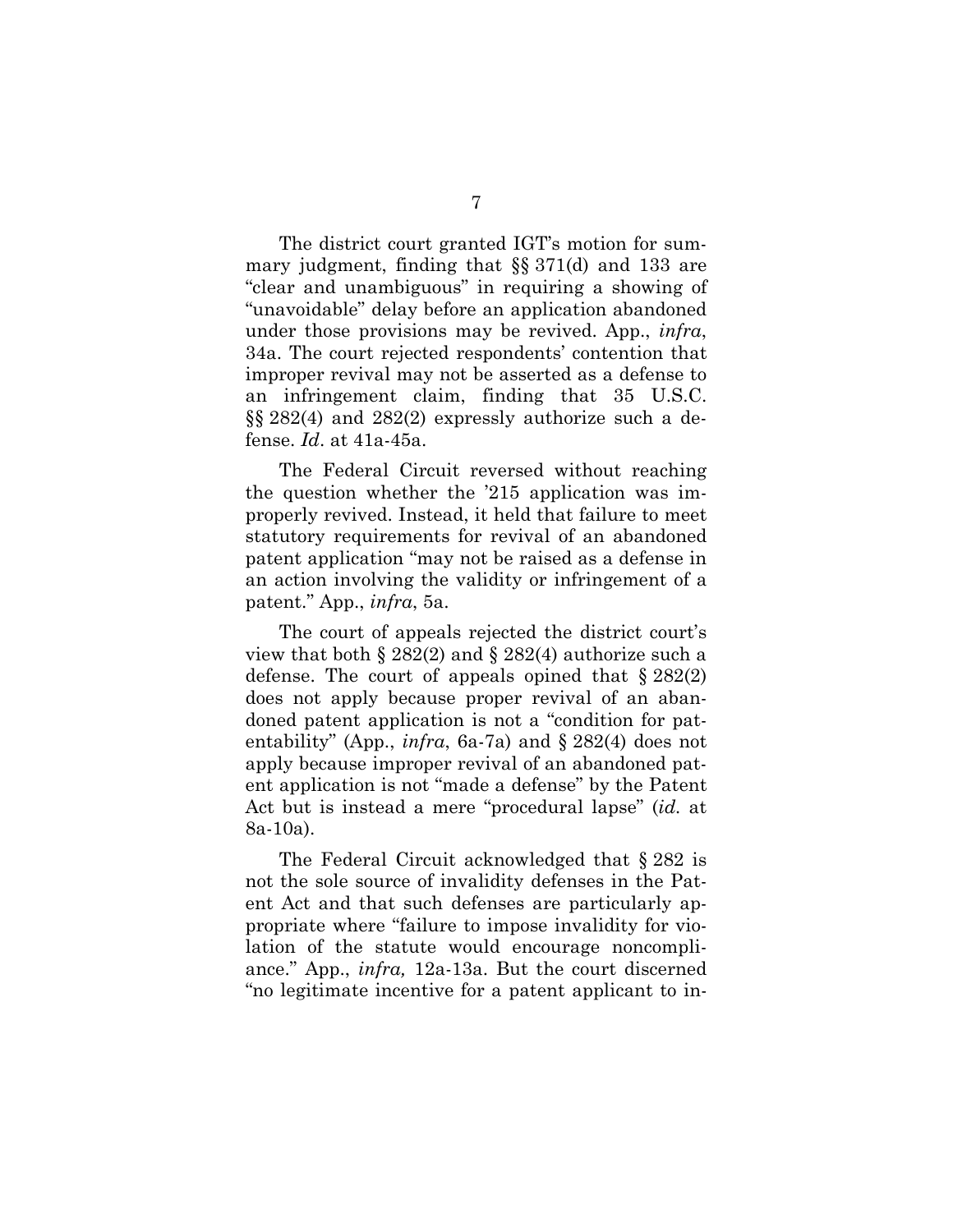The district court granted IGT's motion for summary judgment, finding that §§ 371(d) and 133 are "clear and unambiguous" in requiring a showing of "unavoidable" delay before an application abandoned under those provisions may be revived. App., *infra*, 34a. The court rejected respondents' contention that improper revival may not be asserted as a defense to an infringement claim, finding that 35 U.S.C. §§ 282(4) and 282(2) expressly authorize such a defense. *Id*. at 41a-45a.

The Federal Circuit reversed without reaching the question whether the '215 application was improperly revived. Instead, it held that failure to meet statutory requirements for revival of an abandoned patent application "may not be raised as a defense in an action involving the validity or infringement of a patent." App., *infra*, 5a.

The court of appeals rejected the district court's view that both § 282(2) and § 282(4) authorize such a defense. The court of appeals opined that § 282(2) does not apply because proper revival of an abandoned patent application is not a "condition for patentability" (App., *infra*, 6a-7a) and § 282(4) does not apply because improper revival of an abandoned patent application is not "made a defense" by the Patent Act but is instead a mere "procedural lapse" (*id.* at 8a-10a).

The Federal Circuit acknowledged that § 282 is not the sole source of invalidity defenses in the Patent Act and that such defenses are particularly appropriate where "failure to impose invalidity for violation of the statute would encourage noncompliance." App., *infra,* 12a-13a. But the court discerned "no legitimate incentive for a patent applicant to in-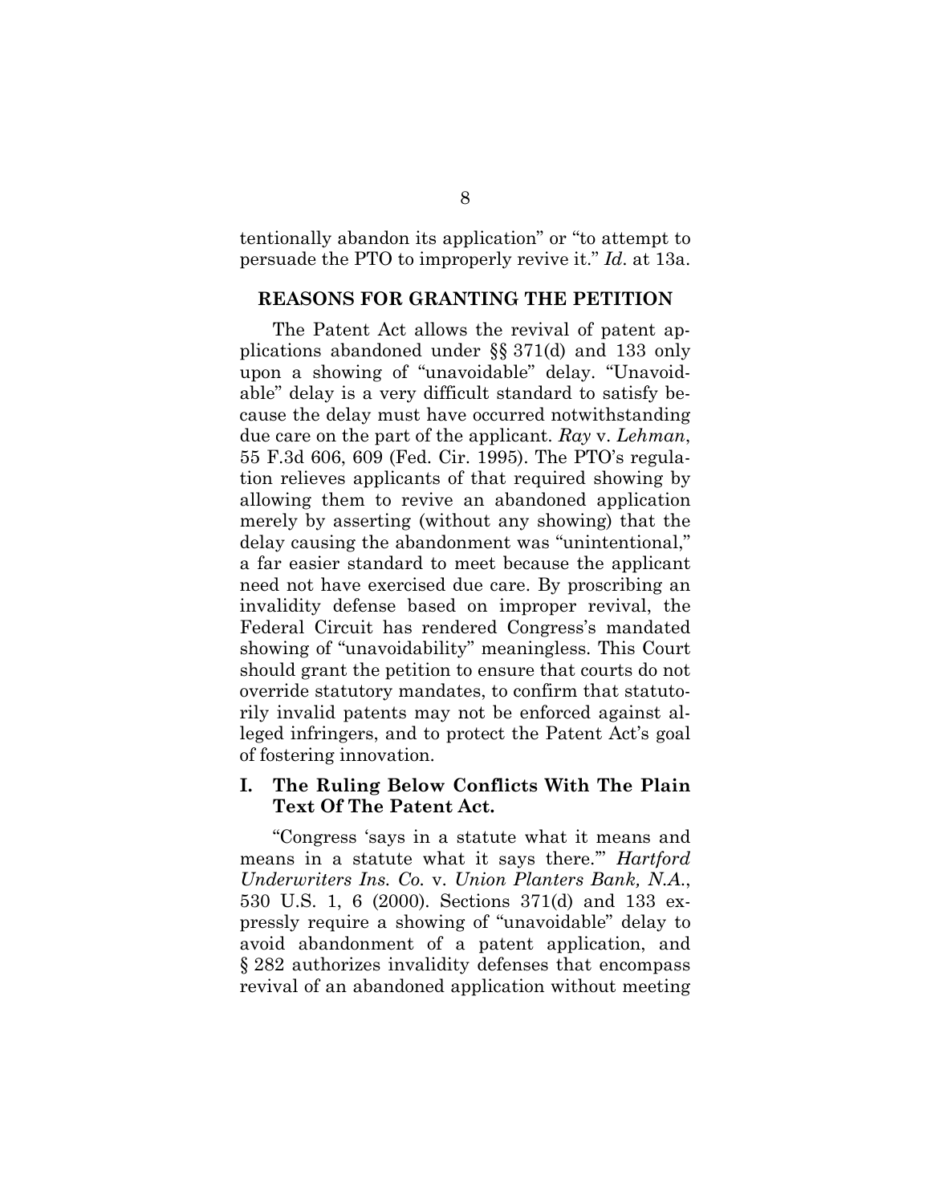tentionally abandon its application" or "to attempt to persuade the PTO to improperly revive it." *Id*. at 13a.

## REASONS FOR GRANTING THE PETITION

The Patent Act allows the revival of patent applications abandoned under §§ 371(d) and 133 only upon a showing of "unavoidable" delay. "Unavoidable" delay is a very difficult standard to satisfy because the delay must have occurred notwithstanding due care on the part of the applicant. *Ray* v. *Lehman*, 55 F.3d 606, 609 (Fed. Cir. 1995). The PTO's regulation relieves applicants of that required showing by allowing them to revive an abandoned application merely by asserting (without any showing) that the delay causing the abandonment was "unintentional," a far easier standard to meet because the applicant need not have exercised due care. By proscribing an invalidity defense based on improper revival, the Federal Circuit has rendered Congress's mandated showing of "unavoidability" meaningless. This Court should grant the petition to ensure that courts do not override statutory mandates, to confirm that statutorily invalid patents may not be enforced against alleged infringers, and to protect the Patent Act's goal of fostering innovation.

### I. The Ruling Below Conflicts With The Plain Text Of The Patent Act.

"Congress 'says in a statute what it means and means in a statute what it says there.'" *Hartford Underwriters Ins. Co.* v. *Union Planters Bank, N.A.*, 530 U.S. 1, 6 (2000). Sections 371(d) and 133 expressly require a showing of "unavoidable" delay to avoid abandonment of a patent application, and § 282 authorizes invalidity defenses that encompass revival of an abandoned application without meeting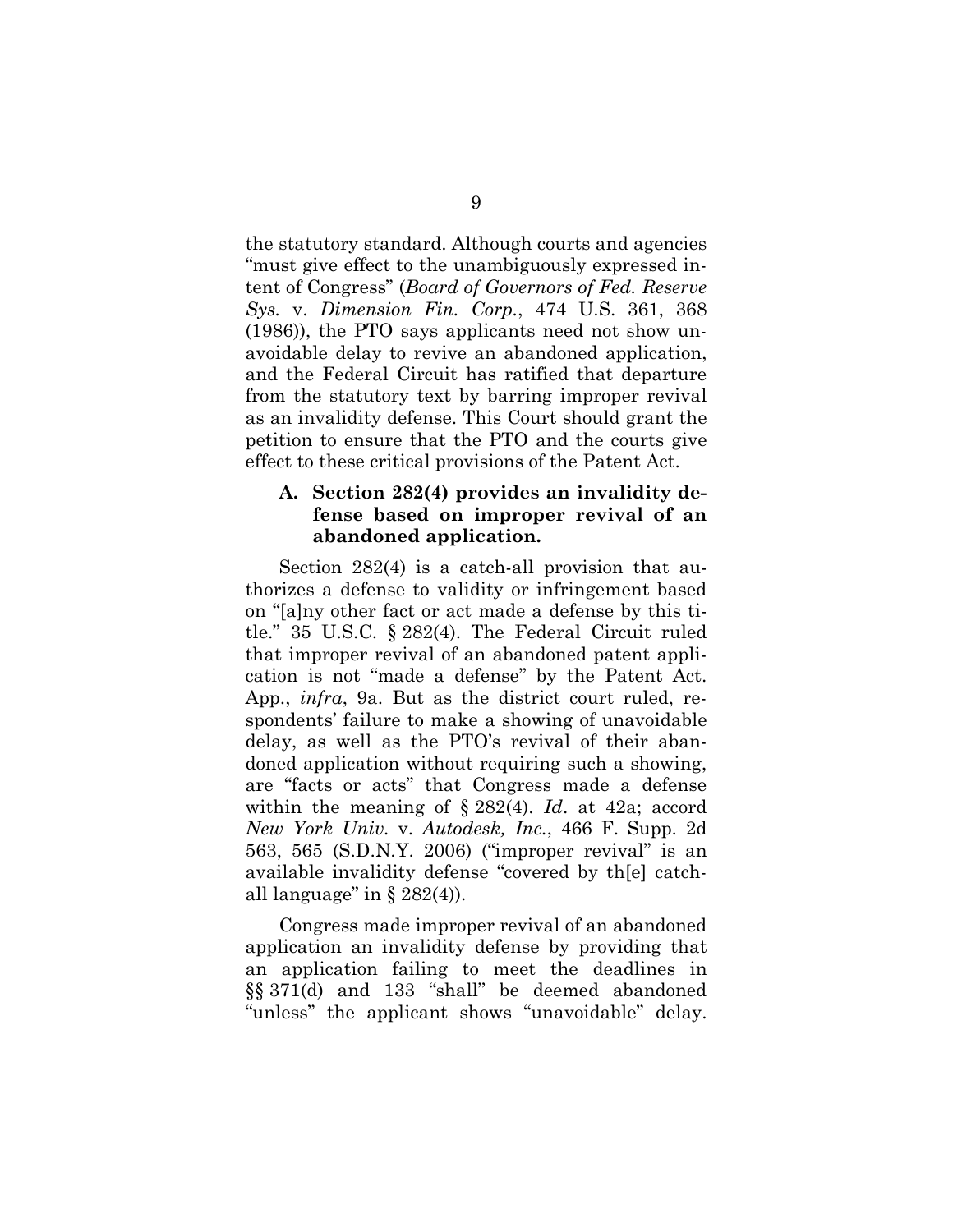the statutory standard. Although courts and agencies "must give effect to the unambiguously expressed intent of Congress" (*Board of Governors of Fed. Reserve Sys.* v. *Dimension Fin. Corp.*, 474 U.S. 361, 368 (1986)), the PTO says applicants need not show unavoidable delay to revive an abandoned application, and the Federal Circuit has ratified that departure from the statutory text by barring improper revival as an invalidity defense. This Court should grant the petition to ensure that the PTO and the courts give effect to these critical provisions of the Patent Act.

### A. Section 282(4) provides an invalidity defense based on improper revival of an abandoned application.

Section 282(4) is a catch-all provision that authorizes a defense to validity or infringement based on "[a]ny other fact or act made a defense by this title." 35 U.S.C. § 282(4). The Federal Circuit ruled that improper revival of an abandoned patent application is not "made a defense" by the Patent Act. App., *infra*, 9a. But as the district court ruled, respondents' failure to make a showing of unavoidable delay, as well as the PTO's revival of their abandoned application without requiring such a showing, are "facts or acts" that Congress made a defense within the meaning of § 282(4). *Id*. at 42a; accord *New York Univ.* v. *Autodesk, Inc.*, 466 F. Supp. 2d 563, 565 (S.D.N.Y. 2006) ("improper revival" is an available invalidity defense "covered by th[e] catch-all language" in § 282(4)).

Congress made improper revival of an abandoned application an invalidity defense by providing that an application failing to meet the deadlines in §§ 371(d) and 133 "shall" be deemed abandoned "unless" the applicant shows "unavoidable" delay.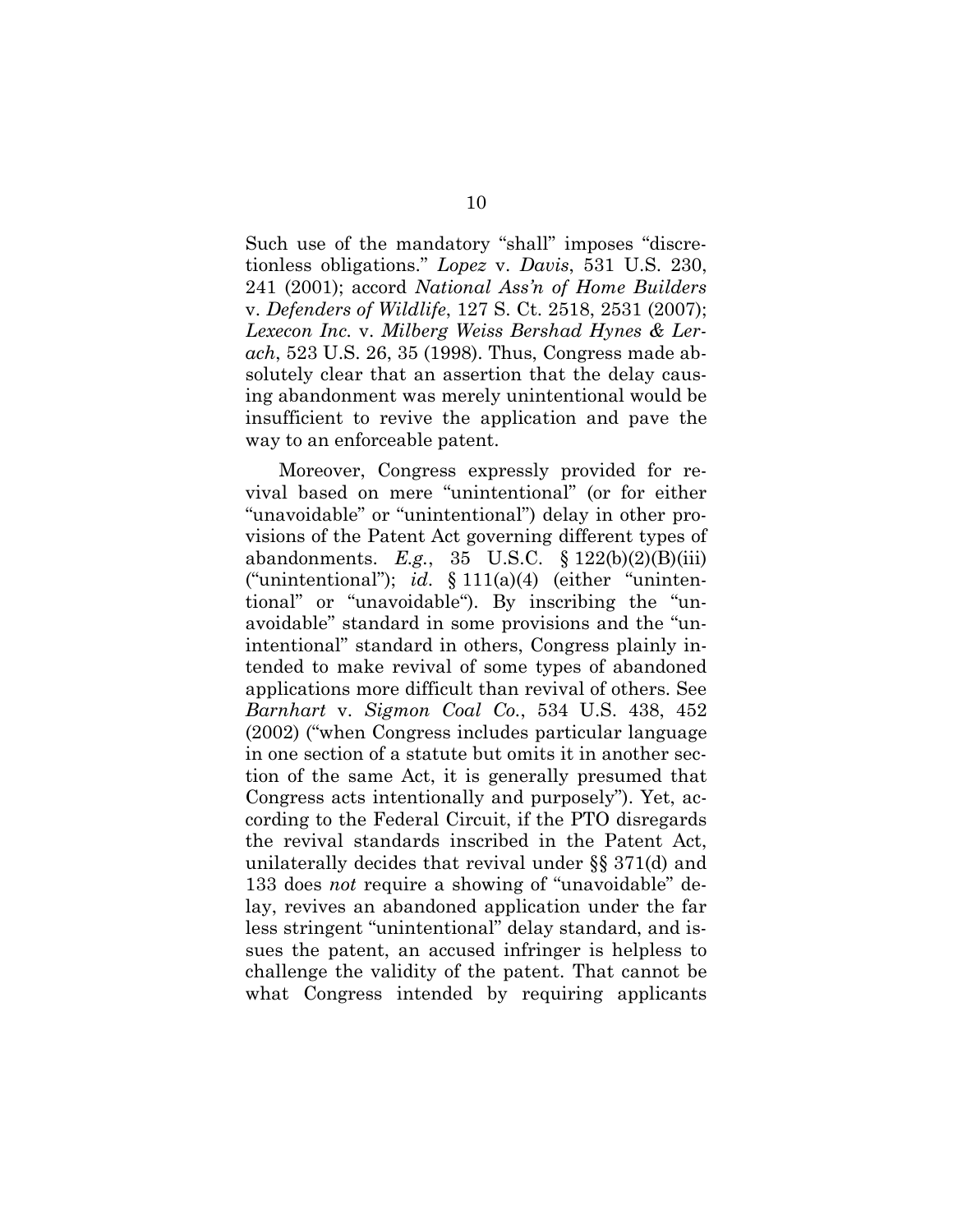Such use of the mandatory "shall" imposes "discretionless obligations." *Lopez* v. *Davis*, 531 U.S. 230, 241 (2001); accord *National Ass'n of Home Builders* v. *Defenders of Wildlife*, 127 S. Ct. 2518, 2531 (2007); *Lexecon Inc.* v. *Milberg Weiss Bershad Hynes & Lerach*, 523 U.S. 26, 35 (1998). Thus, Congress made absolutely clear that an assertion that the delay causing abandonment was merely unintentional would be insufficient to revive the application and pave the way to an enforceable patent.

Moreover, Congress expressly provided for revival based on mere "unintentional" (or for either "unavoidable" or "unintentional") delay in other provisions of the Patent Act governing different types of abandonments. *E.g.*, 35 U.S.C. § 122(b)(2)(B)(iii) ("unintentional"); *id*. § 111(a)(4) (either "unintentional" or "unavoidable"). By inscribing the "unavoidable" standard in some provisions and the "unintentional" standard in others, Congress plainly intended to make revival of some types of abandoned applications more difficult than revival of others. See *Barnhart* v. *Sigmon Coal Co.*, 534 U.S. 438, 452 (2002) ("when Congress includes particular language in one section of a statute but omits it in another section of the same Act, it is generally presumed that Congress acts intentionally and purposely"). Yet, according to the Federal Circuit, if the PTO disregards the revival standards inscribed in the Patent Act, unilaterally decides that revival under §§ 371(d) and 133 does *not* require a showing of "unavoidable" delay, revives an abandoned application under the far less stringent "unintentional" delay standard, and issues the patent, an accused infringer is helpless to challenge the validity of the patent. That cannot be what Congress intended by requiring applicants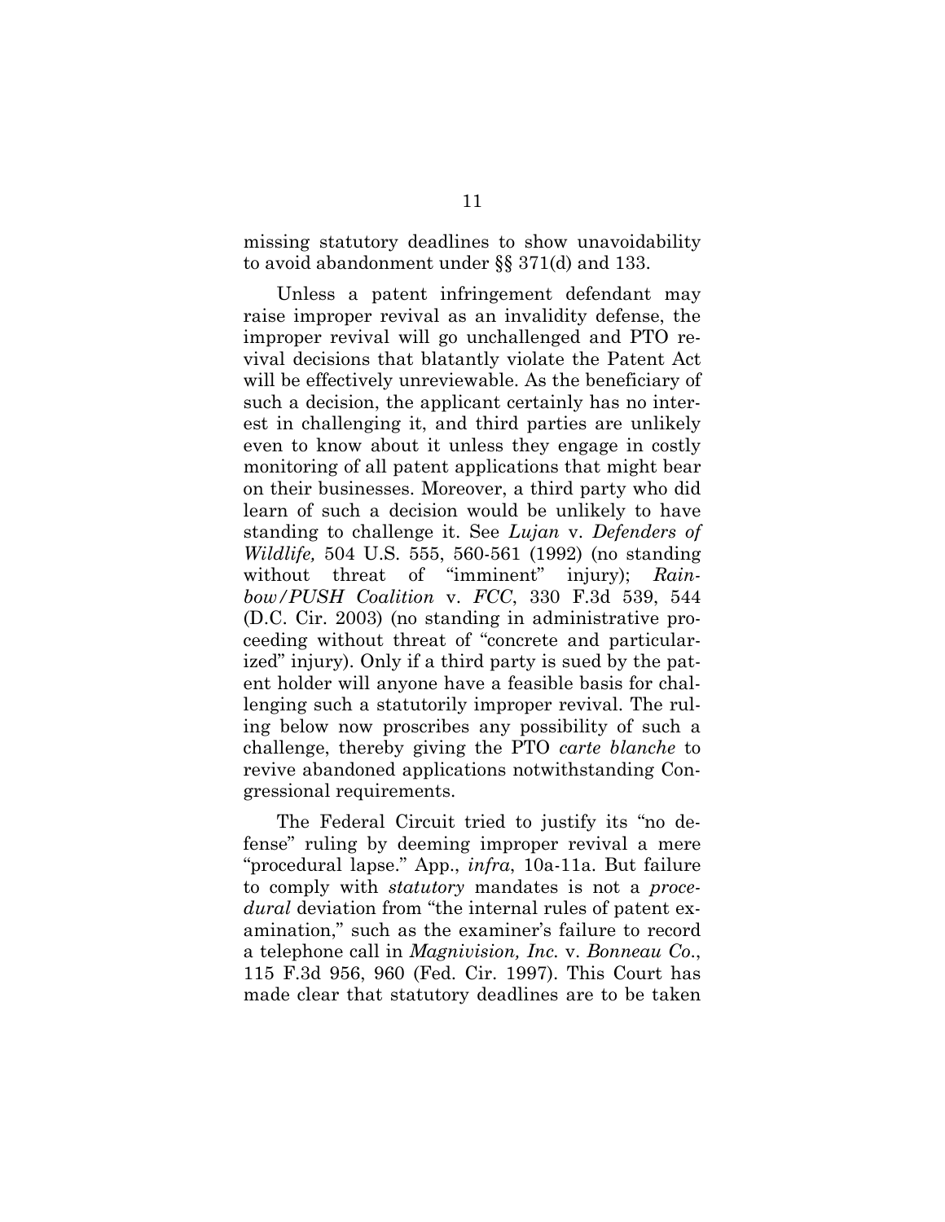missing statutory deadlines to show unavoidability to avoid abandonment under §§ 371(d) and 133.

Unless a patent infringement defendant may raise improper revival as an invalidity defense, the improper revival will go unchallenged and PTO revival decisions that blatantly violate the Patent Act will be effectively unreviewable. As the beneficiary of such a decision, the applicant certainly has no interest in challenging it, and third parties are unlikely even to know about it unless they engage in costly monitoring of all patent applications that might bear on their businesses. Moreover, a third party who did learn of such a decision would be unlikely to have standing to challenge it. See *Lujan* v. *Defenders of Wildlife,* 504 U.S. 555, 560-561 (1992) (no standing without threat of "imminent" injury); *Rainbow/PUSH Coalition* v. *FCC*, 330 F.3d 539, 544 (D.C. Cir. 2003) (no standing in administrative proceeding without threat of "concrete and particularized" injury). Only if a third party is sued by the patent holder will anyone have a feasible basis for challenging such a statutorily improper revival. The ruling below now proscribes any possibility of such a challenge, thereby giving the PTO *carte blanche* to revive abandoned applications notwithstanding Congressional requirements.

The Federal Circuit tried to justify its "no defense" ruling by deeming improper revival a mere "procedural lapse." App., *infra*, 10a-11a. But failure to comply with *statutory* mandates is not a *procedural* deviation from "the internal rules of patent examination," such as the examiner's failure to record a telephone call in *Magnivision, Inc.* v. *Bonneau Co.*, 115 F.3d 956, 960 (Fed. Cir. 1997). This Court has made clear that statutory deadlines are to be taken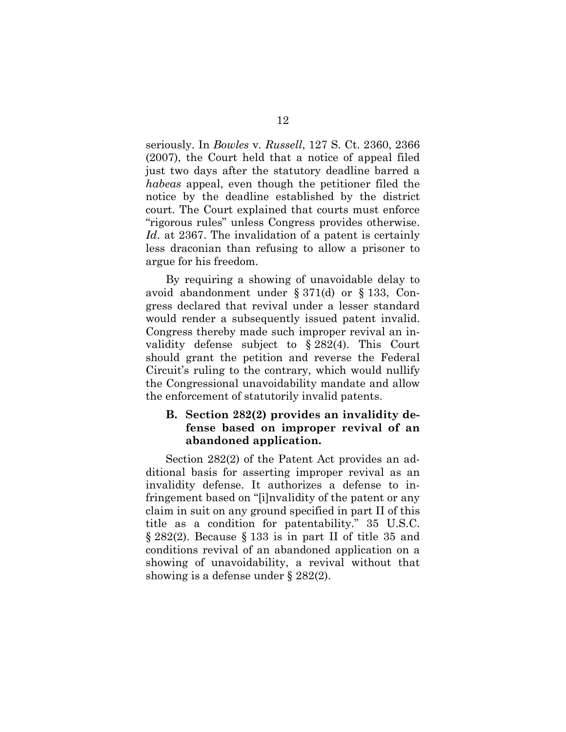seriously. In *Bowles* v. *Russell*, 127 S. Ct. 2360, 2366 (2007), the Court held that a notice of appeal filed just two days after the statutory deadline barred a *habeas* appeal, even though the petitioner filed the notice by the deadline established by the district court. The Court explained that courts must enforce "rigorous rules" unless Congress provides otherwise. *Id*. at 2367. The invalidation of a patent is certainly less draconian than refusing to allow a prisoner to argue for his freedom.

By requiring a showing of unavoidable delay to avoid abandonment under § 371(d) or § 133, Congress declared that revival under a lesser standard would render a subsequently issued patent invalid. Congress thereby made such improper revival an invalidity defense subject to § 282(4). This Court should grant the petition and reverse the Federal Circuit's ruling to the contrary, which would nullify the Congressional unavoidability mandate and allow the enforcement of statutorily invalid patents.

### B. Section 282(2) provides an invalidity defense based on improper revival of an abandoned application.

Section 282(2) of the Patent Act provides an additional basis for asserting improper revival as an invalidity defense. It authorizes a defense to infringement based on "[i]nvalidity of the patent or any claim in suit on any ground specified in part II of this title as a condition for patentability." 35 U.S.C. § 282(2). Because § 133 is in part II of title 35 and conditions revival of an abandoned application on a showing of unavoidability, a revival without that showing is a defense under § 282(2).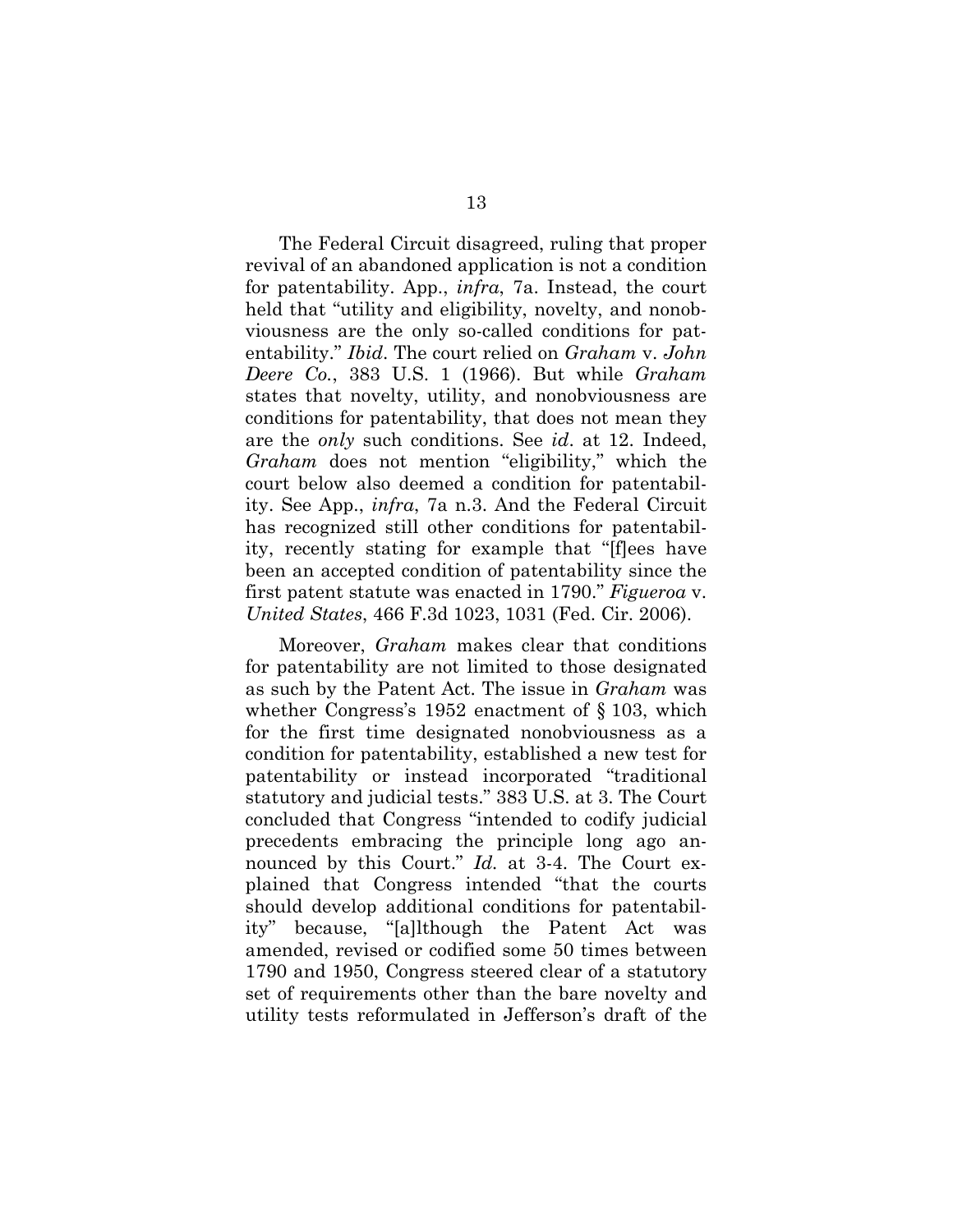The Federal Circuit disagreed, ruling that proper revival of an abandoned application is not a condition for patentability. App., *infra*, 7a. Instead, the court held that "utility and eligibility, novelty, and nonobviousness are the only so-called conditions for patentability." *Ibid*. The court relied on *Graham* v. *John Deere Co.*, 383 U.S. 1 (1966). But while *Graham* states that novelty, utility, and nonobviousness are conditions for patentability, that does not mean they are the *only* such conditions. See *id*. at 12. Indeed, *Graham* does not mention "eligibility," which the court below also deemed a condition for patentability. See App., *infra*, 7a n.3. And the Federal Circuit has recognized still other conditions for patentability, recently stating for example that "[f]ees have been an accepted condition of patentability since the first patent statute was enacted in 1790." *Figueroa* v. *United States*, 466 F.3d 1023, 1031 (Fed. Cir. 2006).

Moreover, *Graham* makes clear that conditions for patentability are not limited to those designated as such by the Patent Act. The issue in *Graham* was whether Congress's 1952 enactment of § 103, which for the first time designated nonobviousness as a condition for patentability, established a new test for patentability or instead incorporated "traditional statutory and judicial tests." 383 U.S. at 3. The Court concluded that Congress "intended to codify judicial precedents embracing the principle long ago announced by this Court." *Id.* at 3-4. The Court explained that Congress intended "that the courts should develop additional conditions for patentability" because, "[a]lthough the Patent Act was amended, revised or codified some 50 times between 1790 and 1950, Congress steered clear of a statutory set of requirements other than the bare novelty and utility tests reformulated in Jefferson's draft of the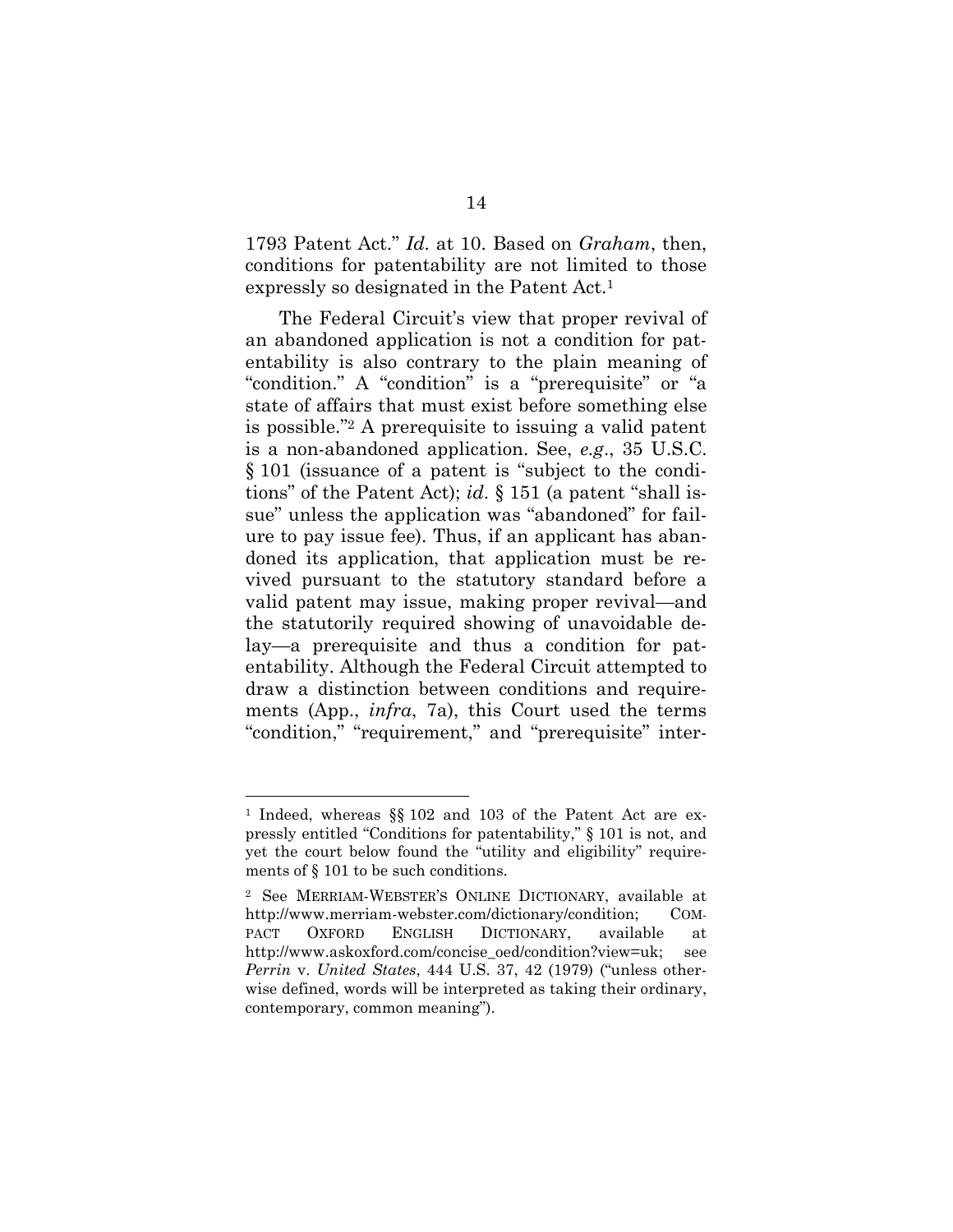1793 Patent Act." *Id.* at 10. Based on *Graham*, then, conditions for patentability are not limited to those expressly so designated in the Patent Act.[1]

The Federal Circuit's view that proper revival of an abandoned application is not a condition for patentability is also contrary to the plain meaning of "condition." A "condition" is a "prerequisite" or "a state of affairs that must exist before something else is possible."[2] A prerequisite to issuing a valid patent is a non-abandoned application. See, *e.g*., 35 U.S.C. § 101 (issuance of a patent is "subject to the conditions" of the Patent Act); *id*. § 151 (a patent "shall issue" unless the application was "abandoned" for failure to pay issue fee). Thus, if an applicant has abandoned its application, that application must be revived pursuant to the statutory standard before a valid patent may issue, making proper revival—and the statutorily required showing of unavoidable delay—a prerequisite and thus a condition for patentability. Although the Federal Circuit attempted to draw a distinction between conditions and requirements (App., *infra*, 7a), this Court used the terms "condition," "requirement," and "prerequisite" inter-

---

[1] Indeed, whereas §§ 102 and 103 of the Patent Act are expressly entitled "Conditions for patentability," § 101 is not, and yet the court below found the "utility and eligibility" requirements of § 101 to be such conditions.

[2] See MERRIAM-WEBSTER'S ONLINE DICTIONARY, available at http://www.merriam-webster.com/dictionary/condition; COMPACT OXFORD ENGLISH DICTIONARY, available at http://www.askoxford.com/concise_oed/condition?view=uk; see *Perrin* v. *United States*, 444 U.S. 37, 42 (1979) ("unless otherwise defined, words will be interpreted as taking their ordinary, contemporary, common meaning").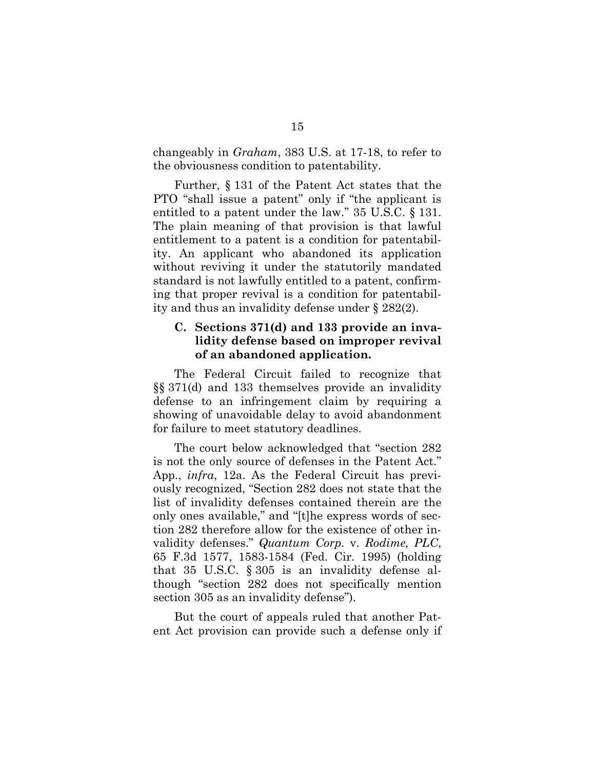changeably in *Graham*, 383 U.S. at 17-18, to refer to the obviousness condition to patentability.

Further, § 131 of the Patent Act states that the PTO "shall issue a patent" only if "the applicant is entitled to a patent under the law." 35 U.S.C. § 131. The plain meaning of that provision is that lawful entitlement to a patent is a condition for patentability. An applicant who abandoned its application without reviving it under the statutorily mandated standard is not lawfully entitled to a patent, confirming that proper revival is a condition for patentability and thus an invalidity defense under § 282(2).

### C. Sections 371(d) and 133 provide an invalidity defense based on improper revival of an abandoned application.

The Federal Circuit failed to recognize that §§ 371(d) and 133 themselves provide an invalidity defense to an infringement claim by requiring a showing of unavoidable delay to avoid abandonment for failure to meet statutory deadlines.

The court below acknowledged that "section 282 is not the only source of defenses in the Patent Act." App., *infra*, 12a. As the Federal Circuit has previously recognized, "Section 282 does not state that the list of invalidity defenses contained therein are the only ones available," and "[t]he express words of section 282 therefore allow for the existence of other invalidity defenses." *Quantum Corp.* v. *Rodime, PLC*, 65 F.3d 1577, 1583-1584 (Fed. Cir. 1995) (holding that 35 U.S.C. § 305 is an invalidity defense although "section 282 does not specifically mention section 305 as an invalidity defense").

But the court of appeals ruled that another Patent Act provision can provide such a defense only if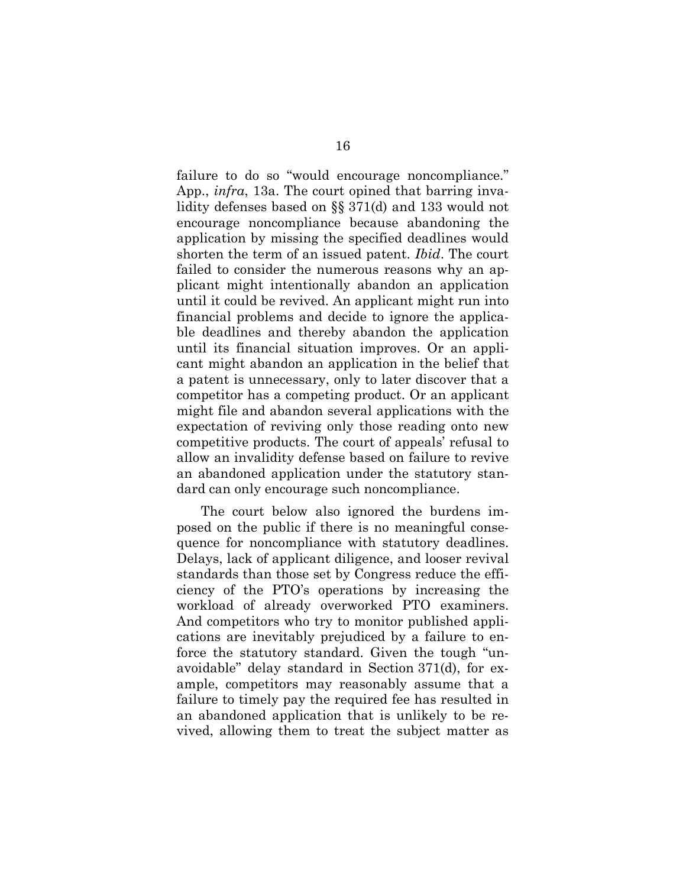failure to do so "would encourage noncompliance." App., *infra*, 13a. The court opined that barring invalidity defenses based on §§ 371(d) and 133 would not encourage noncompliance because abandoning the application by missing the specified deadlines would shorten the term of an issued patent. *Ibid*. The court failed to consider the numerous reasons why an applicant might intentionally abandon an application until it could be revived. An applicant might run into financial problems and decide to ignore the applicable deadlines and thereby abandon the application until its financial situation improves. Or an applicant might abandon an application in the belief that a patent is unnecessary, only to later discover that a competitor has a competing product. Or an applicant might file and abandon several applications with the expectation of reviving only those reading onto new competitive products. The court of appeals' refusal to allow an invalidity defense based on failure to revive an abandoned application under the statutory standard can only encourage such noncompliance.

The court below also ignored the burdens imposed on the public if there is no meaningful consequence for noncompliance with statutory deadlines. Delays, lack of applicant diligence, and looser revival standards than those set by Congress reduce the efficiency of the PTO's operations by increasing the workload of already overworked PTO examiners. And competitors who try to monitor published applications are inevitably prejudiced by a failure to enforce the statutory standard. Given the tough "unavoidable" delay standard in Section 371(d), for example, competitors may reasonably assume that a failure to timely pay the required fee has resulted in an abandoned application that is unlikely to be revived, allowing them to treat the subject matter as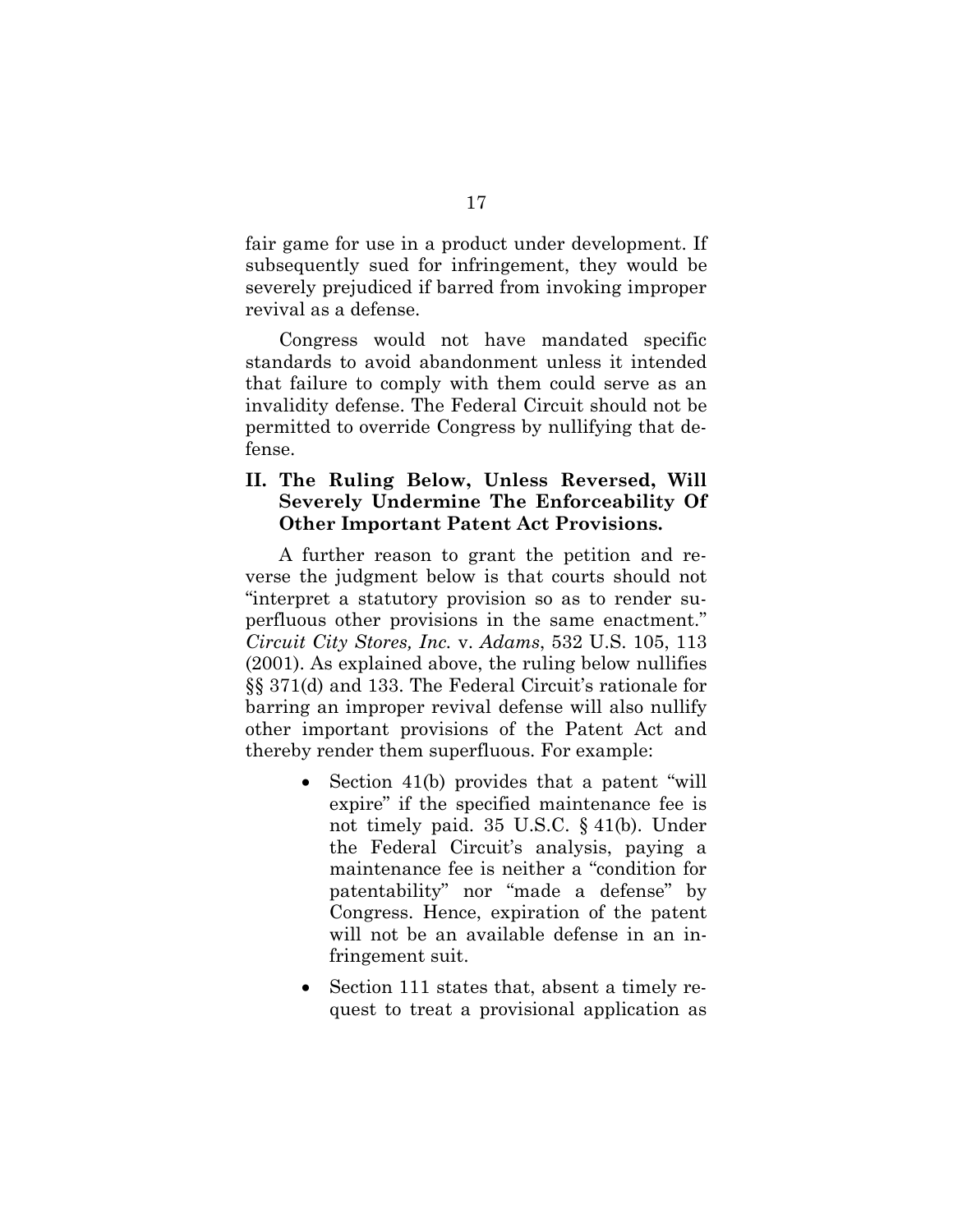fair game for use in a product under development. If subsequently sued for infringement, they would be severely prejudiced if barred from invoking improper revival as a defense.

Congress would not have mandated specific standards to avoid abandonment unless it intended that failure to comply with them could serve as an invalidity defense. The Federal Circuit should not be permitted to override Congress by nullifying that defense.

## II. The Ruling Below, Unless Reversed, Will Severely Undermine The Enforceability Of Other Important Patent Act Provisions.

A further reason to grant the petition and reverse the judgment below is that courts should not "interpret a statutory provision so as to render superfluous other provisions in the same enactment." *Circuit City Stores, Inc.* v. *Adams*, 532 U.S. 105, 113 (2001). As explained above, the ruling below nullifies §§ 371(d) and 133. The Federal Circuit's rationale for barring an improper revival defense will also nullify other important provisions of the Patent Act and thereby render them superfluous. For example:

- Section 41(b) provides that a patent "will expire" if the specified maintenance fee is not timely paid. 35 U.S.C. § 41(b). Under the Federal Circuit's analysis, paying a maintenance fee is neither a "condition for patentability" nor "made a defense" by Congress. Hence, expiration of the patent will not be an available defense in an infringement suit.
- Section 111 states that, absent a timely request to treat a provisional application as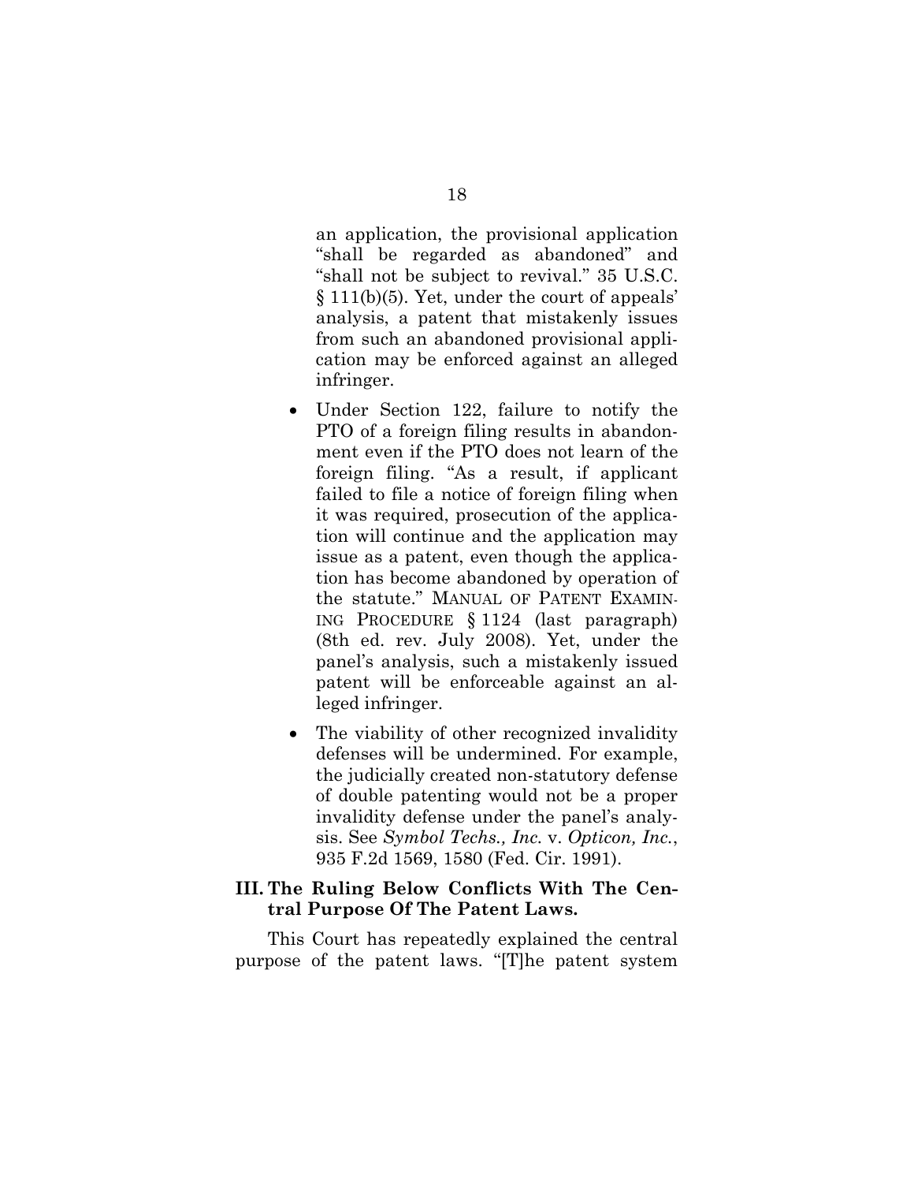an application, the provisional application "shall be regarded as abandoned" and "shall not be subject to revival." 35 U.S.C. § 111(b)(5). Yet, under the court of appeals' analysis, a patent that mistakenly issues from such an abandoned provisional application may be enforced against an alleged infringer.

- Under Section 122, failure to notify the PTO of a foreign filing results in abandonment even if the PTO does not learn of the foreign filing. "As a result, if applicant failed to file a notice of foreign filing when it was required, prosecution of the application will continue and the application may issue as a patent, even though the application has become abandoned by operation of the statute." MANUAL OF PATENT EXAMINING PROCEDURE § 1124 (last paragraph) (8th ed. rev. July 2008). Yet, under the panel's analysis, such a mistakenly issued patent will be enforceable against an alleged infringer.
- The viability of other recognized invalidity defenses will be undermined. For example, the judicially created non-statutory defense of double patenting would not be a proper invalidity defense under the panel's analysis. See *Symbol Techs., Inc.* v. *Opticon, Inc.*, 935 F.2d 1569, 1580 (Fed. Cir. 1991).

### III. The Ruling Below Conflicts With The Central Purpose Of The Patent Laws.

This Court has repeatedly explained the central purpose of the patent laws. "[T]he patent system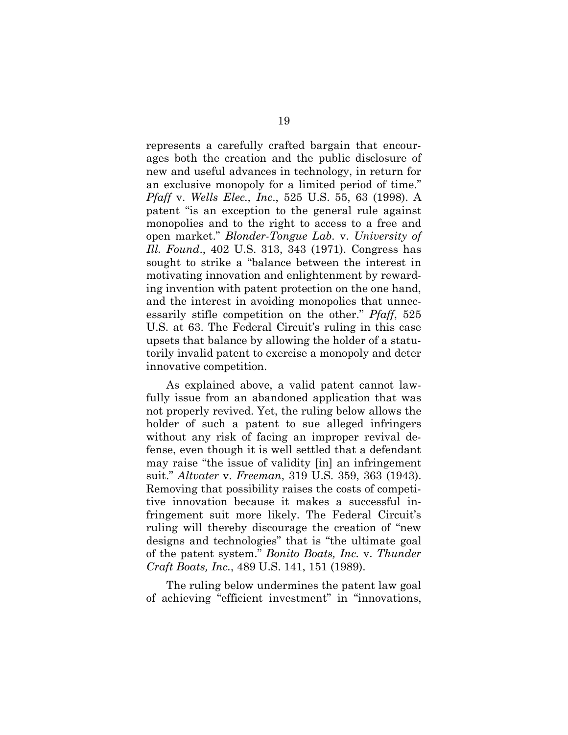represents a carefully crafted bargain that encourages both the creation and the public disclosure of new and useful advances in technology, in return for an exclusive monopoly for a limited period of time." *Pfaff* v. *Wells Elec., Inc*., 525 U.S. 55, 63 (1998). A patent "is an exception to the general rule against monopolies and to the right to access to a free and open market." *Blonder-Tongue Lab*. v. *University of Ill. Found*., 402 U.S. 313, 343 (1971). Congress has sought to strike a "balance between the interest in motivating innovation and enlightenment by rewarding invention with patent protection on the one hand, and the interest in avoiding monopolies that unnecessarily stifle competition on the other." *Pfaff*, 525 U.S. at 63. The Federal Circuit's ruling in this case upsets that balance by allowing the holder of a statutorily invalid patent to exercise a monopoly and deter innovative competition.

As explained above, a valid patent cannot lawfully issue from an abandoned application that was not properly revived. Yet, the ruling below allows the holder of such a patent to sue alleged infringers without any risk of facing an improper revival defense, even though it is well settled that a defendant may raise "the issue of validity [in] an infringement suit." *Altvater* v. *Freeman*, 319 U.S. 359, 363 (1943). Removing that possibility raises the costs of competitive innovation because it makes a successful infringement suit more likely. The Federal Circuit's ruling will thereby discourage the creation of "new designs and technologies" that is "the ultimate goal of the patent system." *Bonito Boats, Inc.* v. *Thunder Craft Boats, Inc.*, 489 U.S. 141, 151 (1989).

The ruling below undermines the patent law goal of achieving "efficient investment" in "innovations,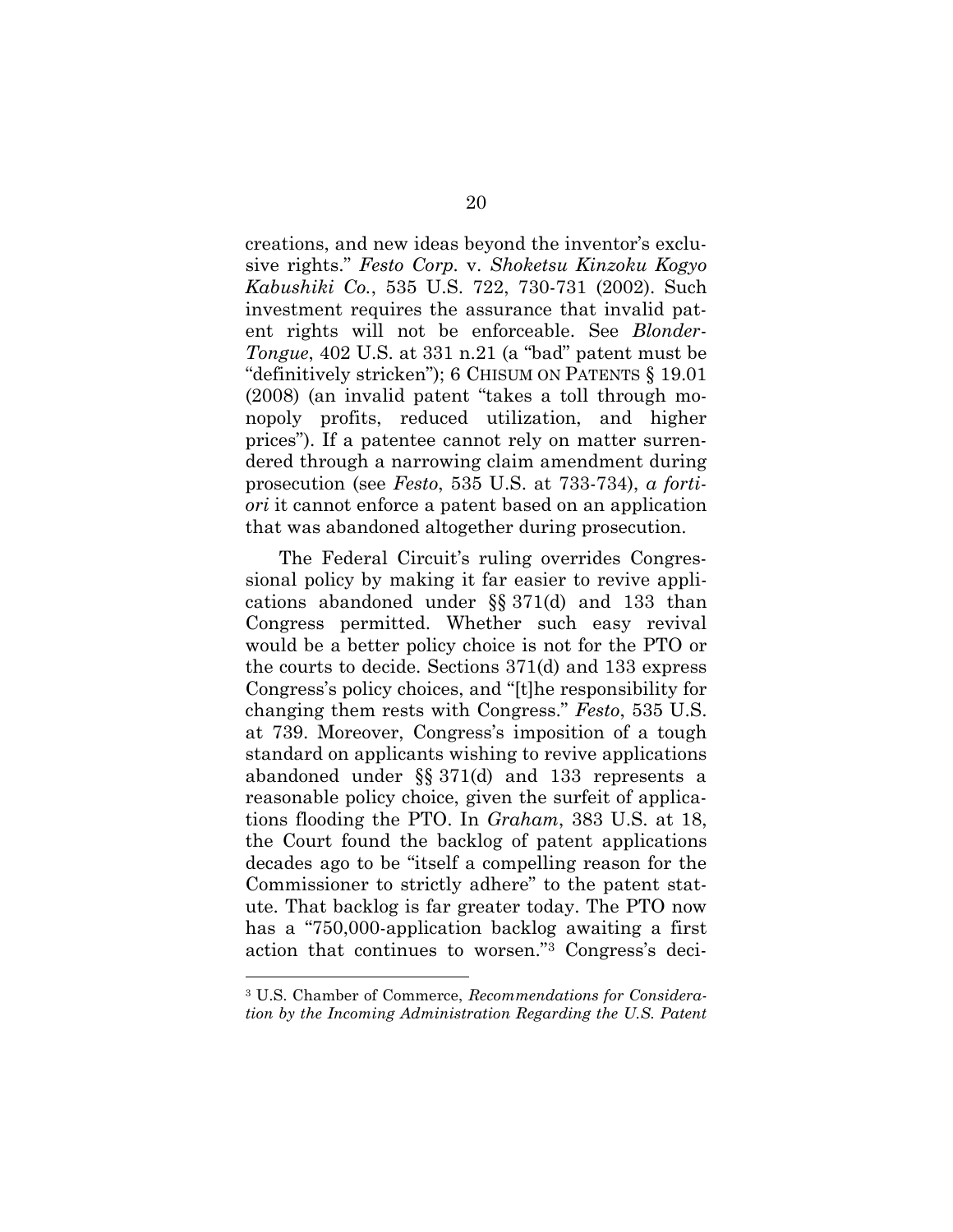creations, and new ideas beyond the inventor's exclusive rights." *Festo Corp.* v. *Shoketsu Kinzoku Kogyo Kabushiki Co.*, 535 U.S. 722, 730-731 (2002). Such investment requires the assurance that invalid patent rights will not be enforceable. See *Blonder-Tongue*, 402 U.S. at 331 n.21 (a "bad" patent must be "definitively stricken"); 6 CHISUM ON PATENTS § 19.01 (2008) (an invalid patent "takes a toll through monopoly profits, reduced utilization, and higher prices"). If a patentee cannot rely on matter surrendered through a narrowing claim amendment during prosecution (see *Festo*, 535 U.S. at 733-734), *a fortiori* it cannot enforce a patent based on an application that was abandoned altogether during prosecution.

The Federal Circuit's ruling overrides Congressional policy by making it far easier to revive applications abandoned under §§ 371(d) and 133 than Congress permitted. Whether such easy revival would be a better policy choice is not for the PTO or the courts to decide. Sections 371(d) and 133 express Congress's policy choices, and "[t]he responsibility for changing them rests with Congress." *Festo*, 535 U.S. at 739. Moreover, Congress's imposition of a tough standard on applicants wishing to revive applications abandoned under §§ 371(d) and 133 represents a reasonable policy choice, given the surfeit of applications flooding the PTO. In *Graham*, 383 U.S. at 18, the Court found the backlog of patent applications decades ago to be "itself a compelling reason for the Commissioner to strictly adhere" to the patent statute. That backlog is far greater today. The PTO now has a "750,000-application backlog awaiting a first action that continues to worsen."[3] Congress's deci-

[3] U.S. Chamber of Commerce, *Recommendations for Consideration by the Incoming Administration Regarding the U.S. Patent*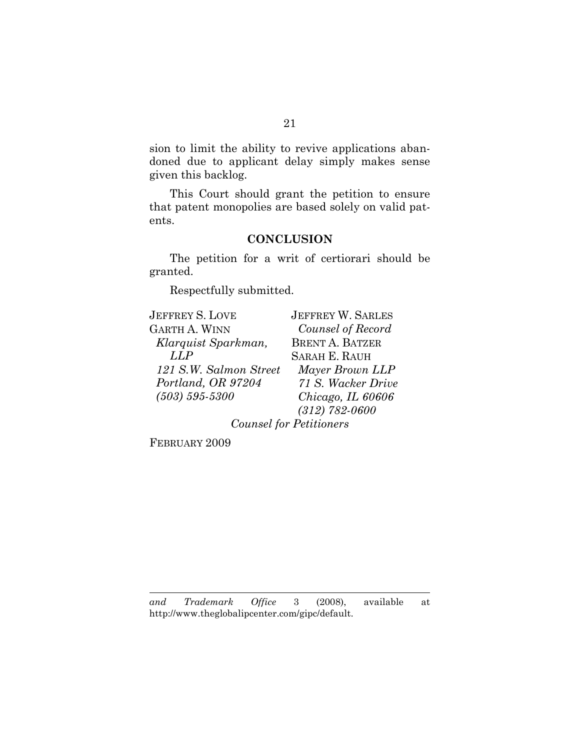sion to limit the ability to revive applications abandoned due to applicant delay simply makes sense given this backlog.

This Court should grant the petition to ensure that patent monopolies are based solely on valid patents.

## CONCLUSION

The petition for a writ of certiorari should be granted.

Respectfully submitted.

JEFFREY S. LOVE
GARTH A. WINN
*Klarquist Sparkman, LLP*
*121 S.W. Salmon Street*
*Portland, OR 97204*
*(503) 595-5300*

JEFFREY W. SARLES
*Counsel of Record*
BRENT A. BATZER
SARAH E. RAUH
*Mayer Brown LLP*
*71 S. Wacker Drive*
*Chicago, IL 60606*
*(312) 782-0600*

*Counsel for Petitioners*

FEBRUARY 2009

---

*and Trademark Office* 3 (2008), available at http://www.theglobalipcenter.com/gipc/default.